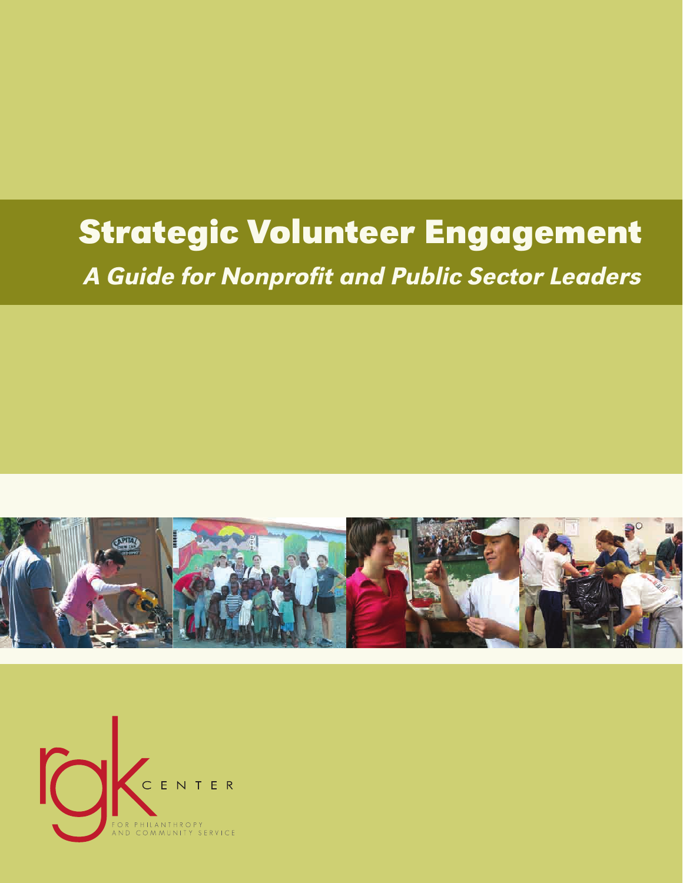# Strategic Volunteer Engagement

## *A Guide for Nonprofit and Public Sector Leaders*

rgk CENTER

FOR PHILANTHROPY AND COMMUNITY SERVICE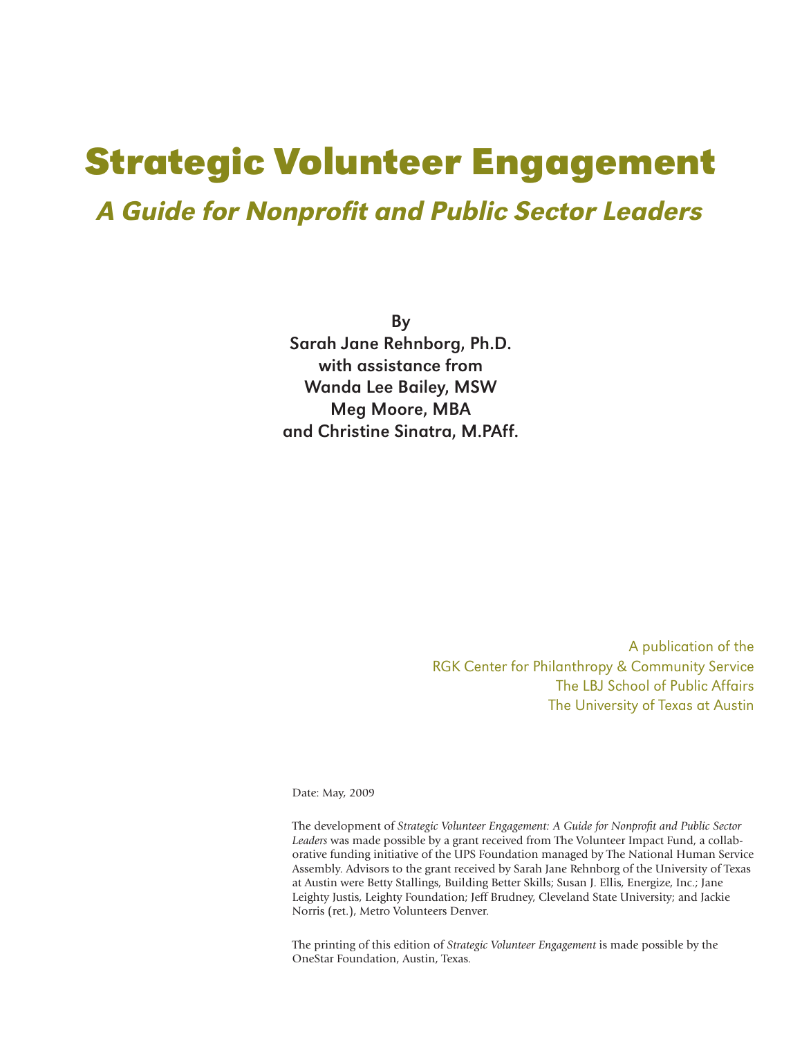# Strategic Volunteer Engagement

## *A Guide for Nonprofit and Public Sector Leaders*

By
Sarah Jane Rehnborg, Ph.D.
with assistance from
Wanda Lee Bailey, MSW
Meg Moore, MBA
and Christine Sinatra, M.PAff.

A publication of the
RGK Center for Philanthropy & Community Service
The LBJ School of Public Affairs
The University of Texas at Austin

Date: May, 2009

The development of *Strategic Volunteer Engagement: A Guide for Nonprofit and Public Sector Leaders* was made possible by a grant received from The Volunteer Impact Fund, a collaborative funding initiative of the UPS Foundation managed by The National Human Service Assembly. Advisors to the grant received by Sarah Jane Rehnborg of the University of Texas at Austin were Betty Stallings, Building Better Skills; Susan J. Ellis, Energize, Inc.; Jane Leighty Justis, Leighty Foundation; Jeff Brudney, Cleveland State University; and Jackie Norris (ret.), Metro Volunteers Denver.

The printing of this edition of *Strategic Volunteer Engagement* is made possible by the OneStar Foundation, Austin, Texas.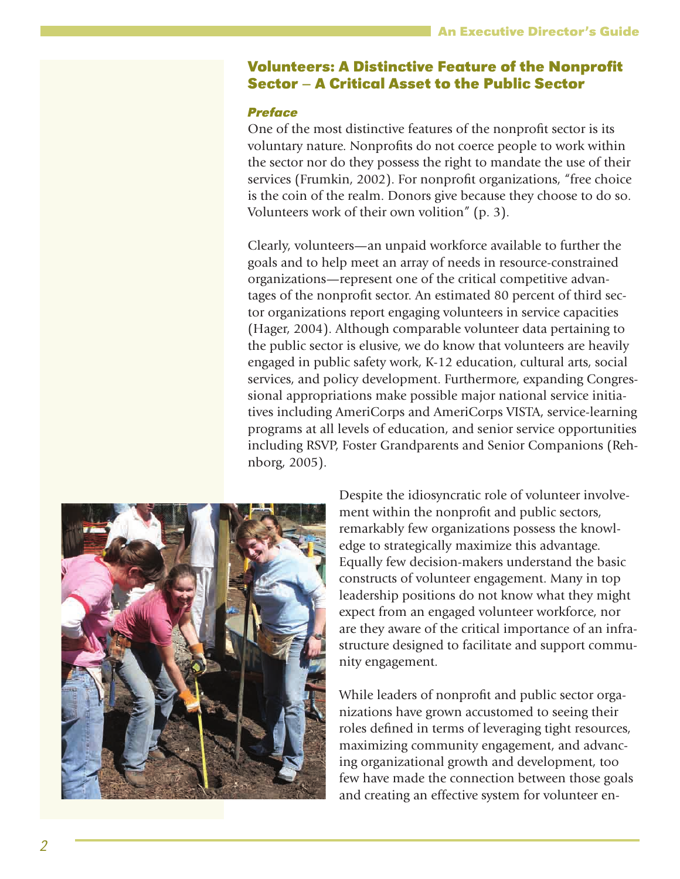## Volunteers: A Distinctive Feature of the Nonprofit Sector – A Critical Asset to the Public Sector

### *Preface*

One of the most distinctive features of the nonprofit sector is its voluntary nature. Nonprofits do not coerce people to work within the sector nor do they possess the right to mandate the use of their services (Frumkin, 2002). For nonprofit organizations, "free choice is the coin of the realm. Donors give because they choose to do so. Volunteers work of their own volition" (p. 3).

Clearly, volunteers—an unpaid workforce available to further the goals and to help meet an array of needs in resource-constrained organizations—represent one of the critical competitive advantages of the nonprofit sector. An estimated 80 percent of third sector organizations report engaging volunteers in service capacities (Hager, 2004). Although comparable volunteer data pertaining to the public sector is elusive, we do know that volunteers are heavily engaged in public safety work, K-12 education, cultural arts, social services, and policy development. Furthermore, expanding Congressional appropriations make possible major national service initiatives including AmeriCorps and AmeriCorps VISTA, service-learning programs at all levels of education, and senior service opportunities including RSVP, Foster Grandparents and Senior Companions (Rehnborg, 2005).

Despite the idiosyncratic role of volunteer involvement within the nonprofit and public sectors, remarkably few organizations possess the knowledge to strategically maximize this advantage. Equally few decision-makers understand the basic constructs of volunteer engagement. Many in top leadership positions do not know what they might expect from an engaged volunteer workforce, nor are they aware of the critical importance of an infrastructure designed to facilitate and support community engagement.

While leaders of nonprofit and public sector organizations have grown accustomed to seeing their roles defined in terms of leveraging tight resources, maximizing community engagement, and advancing organizational growth and development, too few have made the connection between those goals and creating an effective system for volunteer en-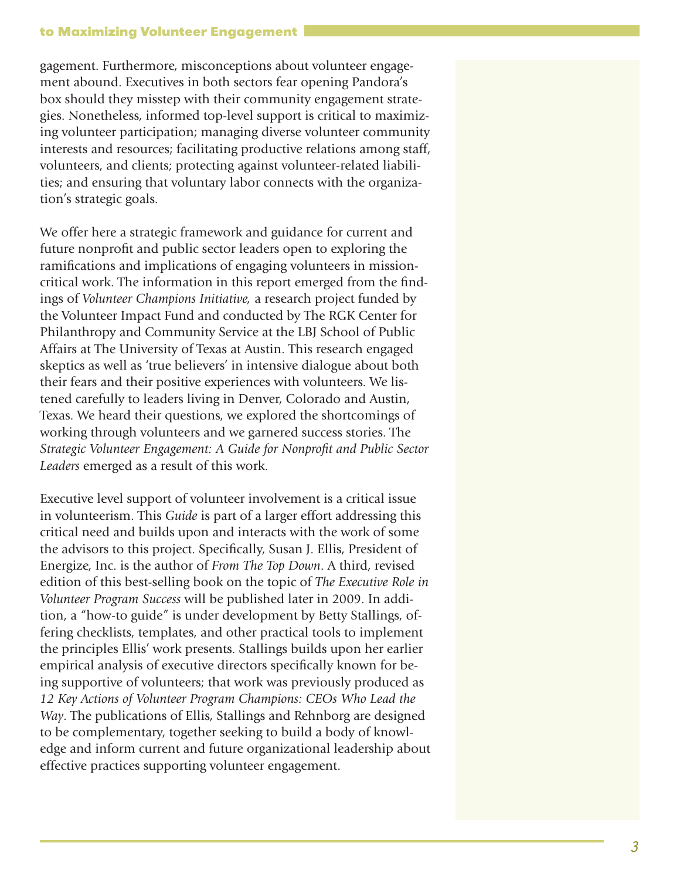gagement. Furthermore, misconceptions about volunteer engagement abound. Executives in both sectors fear opening Pandora's box should they misstep with their community engagement strategies. Nonetheless, informed top-level support is critical to maximizing volunteer participation; managing diverse volunteer community interests and resources; facilitating productive relations among staff, volunteers, and clients; protecting against volunteer-related liabilities; and ensuring that voluntary labor connects with the organization's strategic goals.

We offer here a strategic framework and guidance for current and future nonprofit and public sector leaders open to exploring the ramifications and implications of engaging volunteers in mission-critical work. The information in this report emerged from the findings of *Volunteer Champions Initiative,* a research project funded by the Volunteer Impact Fund and conducted by The RGK Center for Philanthropy and Community Service at the LBJ School of Public Affairs at The University of Texas at Austin. This research engaged skeptics as well as 'true believers' in intensive dialogue about both their fears and their positive experiences with volunteers. We listened carefully to leaders living in Denver, Colorado and Austin, Texas. We heard their questions, we explored the shortcomings of working through volunteers and we garnered success stories. The *Strategic Volunteer Engagement: A Guide for Nonprofit and Public Sector Leaders* emerged as a result of this work.

Executive level support of volunteer involvement is a critical issue in volunteerism. This *Guide* is part of a larger effort addressing this critical need and builds upon and interacts with the work of some the advisors to this project. Specifically, Susan J. Ellis, President of Energize, Inc. is the author of *From The Top Down*. A third, revised edition of this best-selling book on the topic of *The Executive Role in Volunteer Program Success* will be published later in 2009. In addition, a "how-to guide" is under development by Betty Stallings, offering checklists, templates, and other practical tools to implement the principles Ellis' work presents. Stallings builds upon her earlier empirical analysis of executive directors specifically known for being supportive of volunteers; that work was previously produced as *12 Key Actions of Volunteer Program Champions: CEOs Who Lead the Way*. The publications of Ellis, Stallings and Rehnborg are designed to be complementary, together seeking to build a body of knowledge and inform current and future organizational leadership about effective practices supporting volunteer engagement.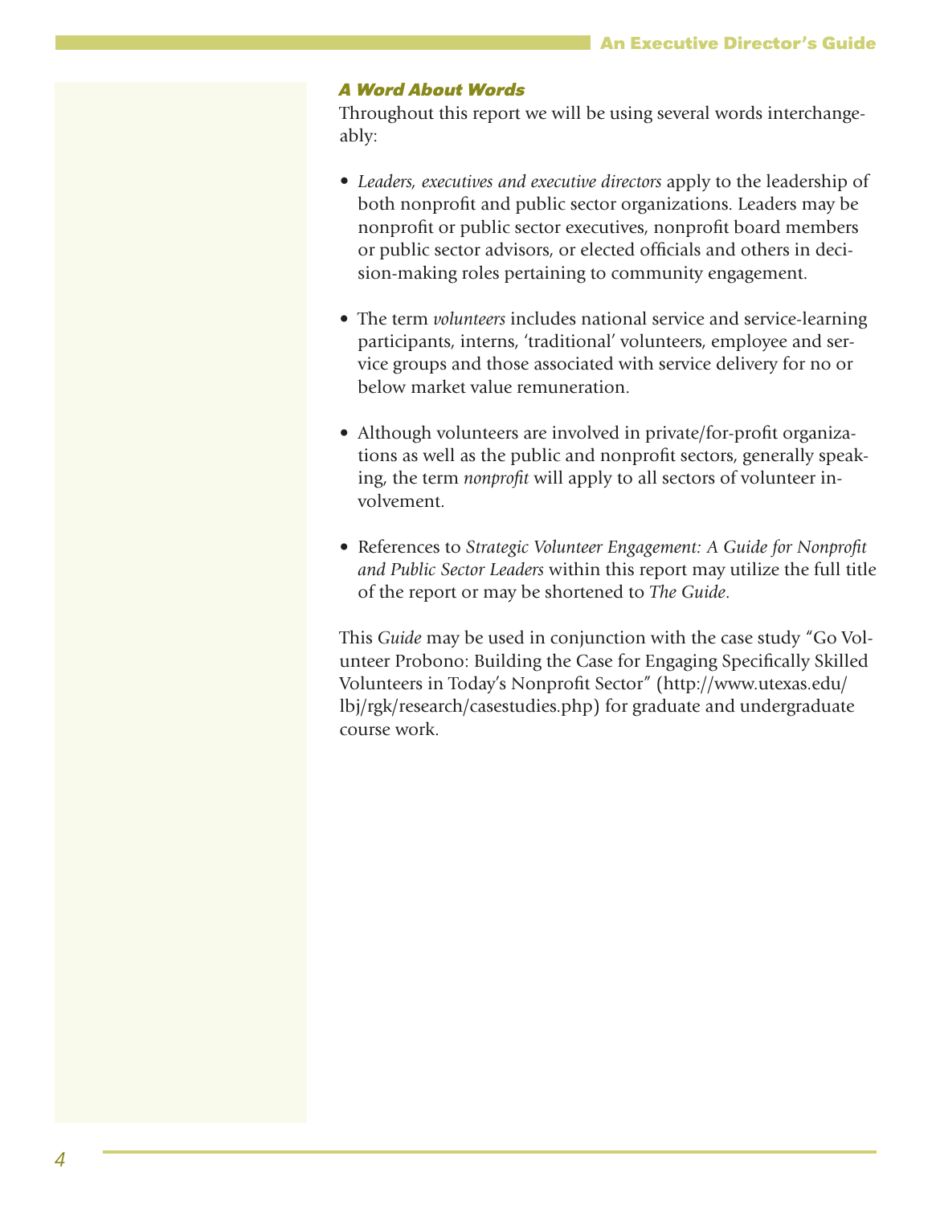### *A Word About Words*

Throughout this report we will be using several words interchangeably:

- *Leaders, executives and executive directors* apply to the leadership of both nonprofit and public sector organizations. Leaders may be nonprofit or public sector executives, nonprofit board members or public sector advisors, or elected officials and others in decision-making roles pertaining to community engagement.

- The term *volunteers* includes national service and service-learning participants, interns, 'traditional' volunteers, employee and service groups and those associated with service delivery for no or below market value remuneration.

- Although volunteers are involved in private/for-profit organizations as well as the public and nonprofit sectors, generally speaking, the term *nonprofit* will apply to all sectors of volunteer involvement.

- References to *Strategic Volunteer Engagement: A Guide for Nonprofit and Public Sector Leaders* within this report may utilize the full title of the report or may be shortened to *The Guide*.

This *Guide* may be used in conjunction with the case study "Go Volunteer Probono: Building the Case for Engaging Specifically Skilled Volunteers in Today's Nonprofit Sector" (http://www.utexas.edu/lbj/rgk/research/casestudies.php) for graduate and undergraduate course work.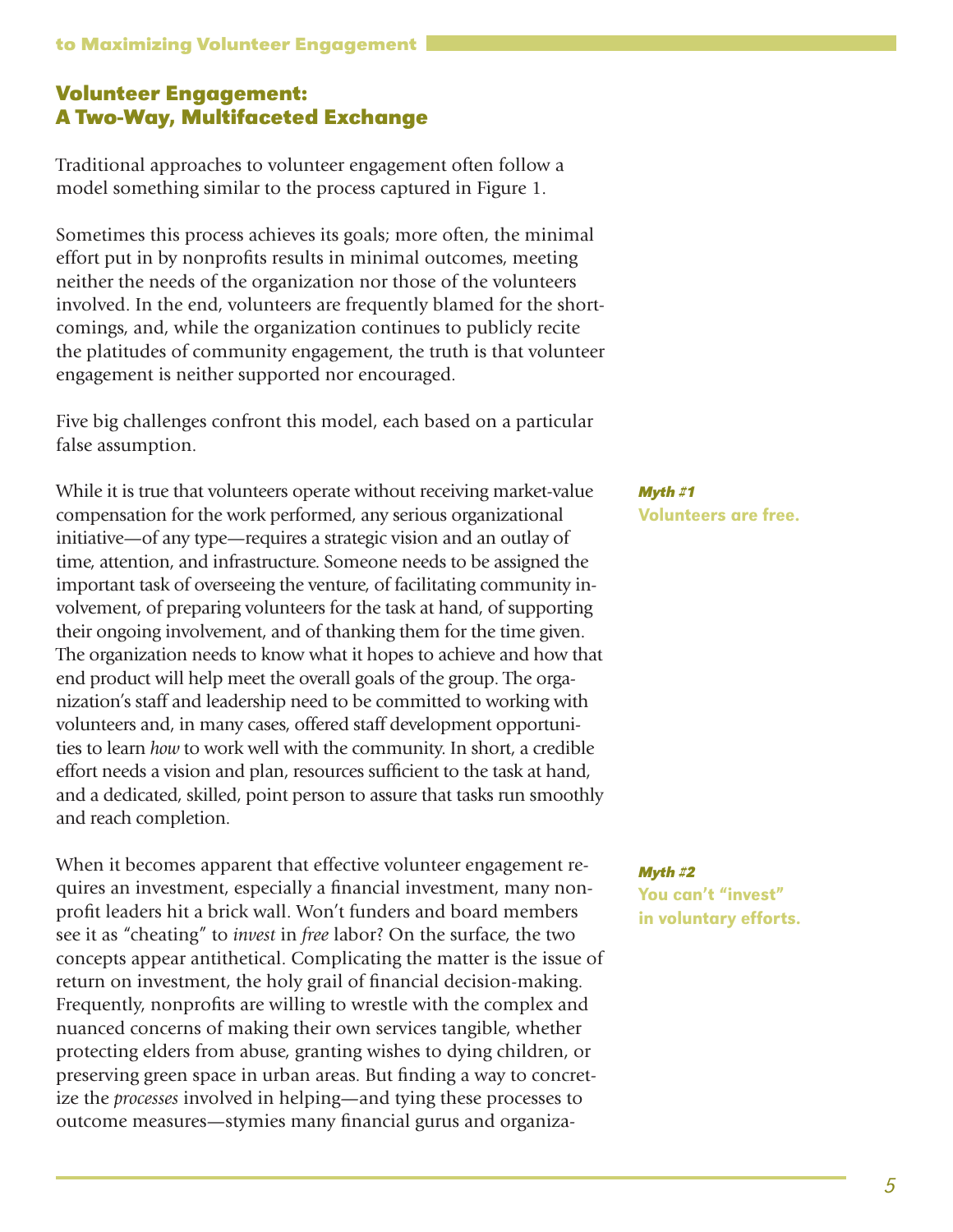## Volunteer Engagement: A Two-Way, Multifaceted Exchange

Traditional approaches to volunteer engagement often follow a model something similar to the process captured in Figure 1.

Sometimes this process achieves its goals; more often, the minimal effort put in by nonprofits results in minimal outcomes, meeting neither the needs of the organization nor those of the volunteers involved. In the end, volunteers are frequently blamed for the shortcomings, and, while the organization continues to publicly recite the platitudes of community engagement, the truth is that volunteer engagement is neither supported nor encouraged.

Five big challenges confront this model, each based on a particular false assumption.

***Myth #1***
**Volunteers are free.**

While it is true that volunteers operate without receiving market-value compensation for the work performed, any serious organizational initiative—of any type—requires a strategic vision and an outlay of time, attention, and infrastructure. Someone needs to be assigned the important task of overseeing the venture, of facilitating community involvement, of preparing volunteers for the task at hand, of supporting their ongoing involvement, and of thanking them for the time given. The organization needs to know what it hopes to achieve and how that end product will help meet the overall goals of the group. The organization's staff and leadership need to be committed to working with volunteers and, in many cases, offered staff development opportunities to learn *how* to work well with the community. In short, a credible effort needs a vision and plan, resources sufficient to the task at hand, and a dedicated, skilled, point person to assure that tasks run smoothly and reach completion.

***Myth #2***
**You can't "invest" in voluntary efforts.**

When it becomes apparent that effective volunteer engagement requires an investment, especially a financial investment, many nonprofit leaders hit a brick wall. Won't funders and board members see it as "cheating" to *invest* in *free* labor? On the surface, the two concepts appear antithetical. Complicating the matter is the issue of return on investment, the holy grail of financial decision-making. Frequently, nonprofits are willing to wrestle with the complex and nuanced concerns of making their own services tangible, whether protecting elders from abuse, granting wishes to dying children, or preserving green space in urban areas. But finding a way to concretize the *processes* involved in helping—and tying these processes to outcome measures—stymies many financial gurus and organiza-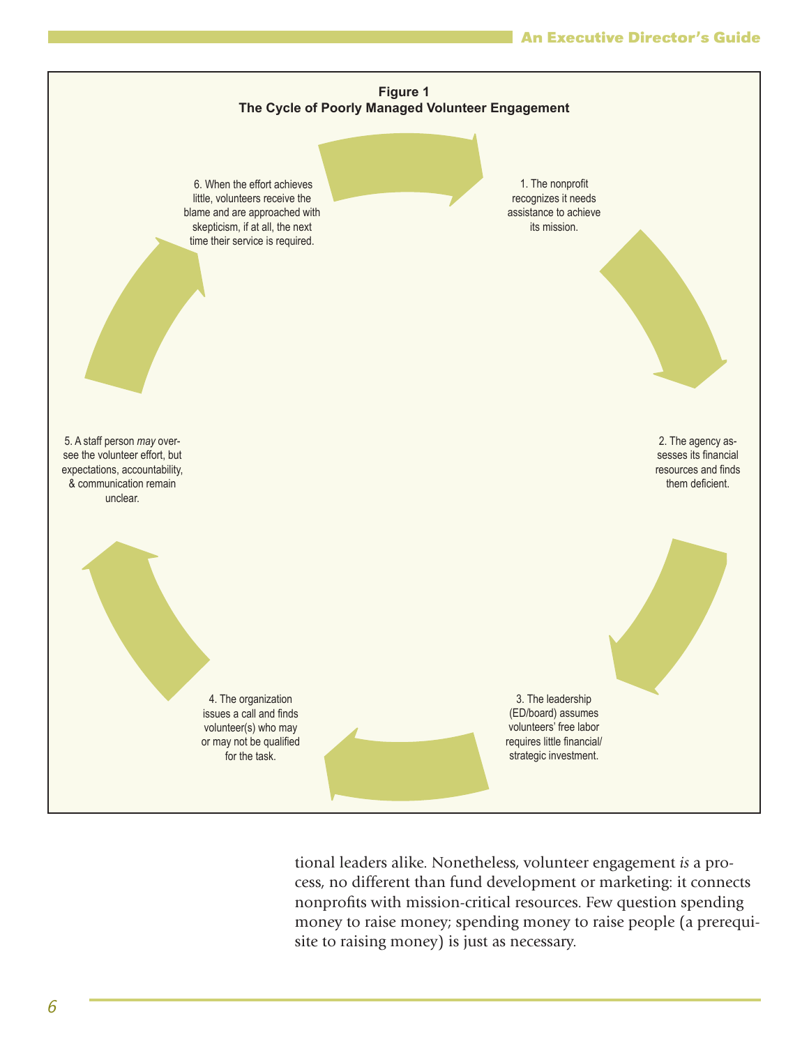**Figure 1**
**The Cycle of Poorly Managed Volunteer Engagement**

1. The nonprofit recognizes it needs assistance to achieve its mission.

2. The agency assesses its financial resources and finds them deficient.

3. The leadership (ED/board) assumes volunteers' free labor requires little financial/strategic investment.

4. The organization issues a call and finds volunteer(s) who may or may not be qualified for the task.

5. A staff person *may* oversee the volunteer effort, but expectations, accountability, & communication remain unclear.

6. When the effort achieves little, volunteers receive the blame and are approached with skepticism, if at all, the next time their service is required.

tional leaders alike. Nonetheless, volunteer engagement *is* a process, no different than fund development or marketing: it connects nonprofits with mission-critical resources. Few question spending money to raise money; spending money to raise people (a prerequisite to raising money) is just as necessary.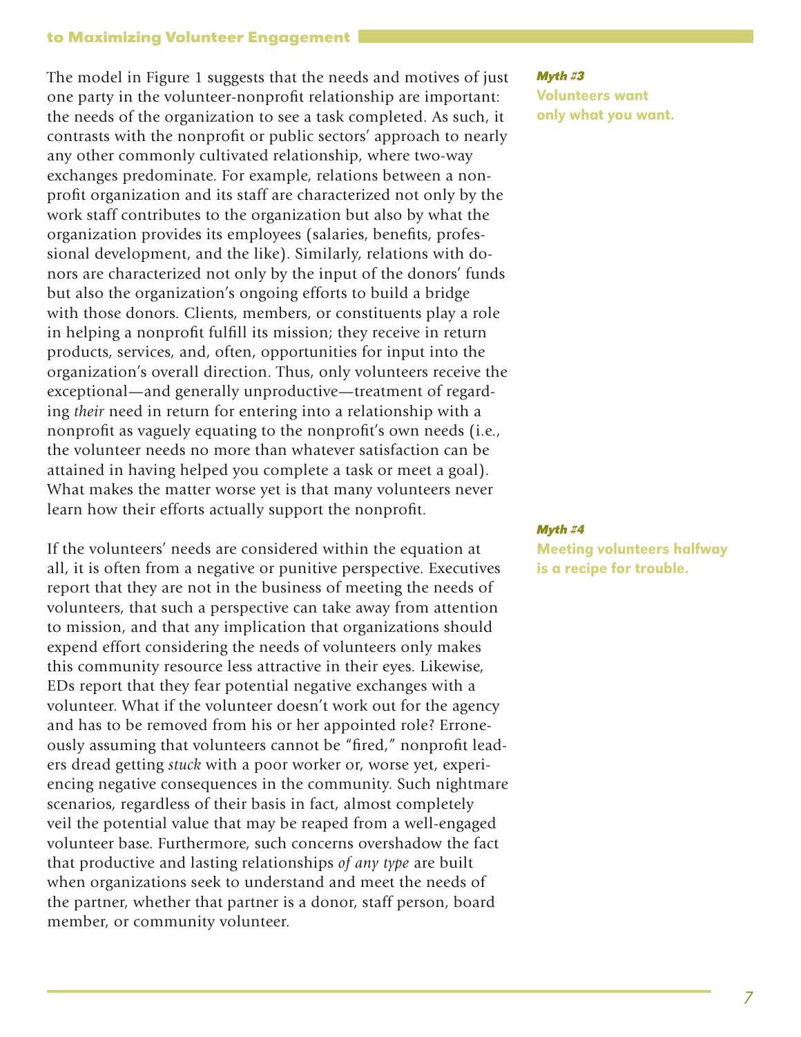The model in Figure 1 suggests that the needs and motives of just one party in the volunteer-nonprofit relationship are important: the needs of the organization to see a task completed. As such, it contrasts with the nonprofit or public sectors' approach to nearly any other commonly cultivated relationship, where two-way exchanges predominate. For example, relations between a nonprofit organization and its staff are characterized not only by the work staff contributes to the organization but also by what the organization provides its employees (salaries, benefits, professional development, and the like). Similarly, relations with donors are characterized not only by the input of the donors' funds but also the organization's ongoing efforts to build a bridge with those donors. Clients, members, or constituents play a role in helping a nonprofit fulfill its mission; they receive in return products, services, and, often, opportunities for input into the organization's overall direction. Thus, only volunteers receive the exceptional—and generally unproductive—treatment of regarding *their* need in return for entering into a relationship with a nonprofit as vaguely equating to the nonprofit's own needs (i.e., the volunteer needs no more than whatever satisfaction can be attained in having helped you complete a task or meet a goal). What makes the matter worse yet is that many volunteers never learn how their efforts actually support the nonprofit.

***Myth #3***
**Volunteers want only what you want.**

If the volunteers' needs are considered within the equation at all, it is often from a negative or punitive perspective. Executives report that they are not in the business of meeting the needs of volunteers, that such a perspective can take away from attention to mission, and that any implication that organizations should expend effort considering the needs of volunteers only makes this community resource less attractive in their eyes. Likewise, EDs report that they fear potential negative exchanges with a volunteer. What if the volunteer doesn't work out for the agency and has to be removed from his or her appointed role? Erroneously assuming that volunteers cannot be "fired," nonprofit leaders dread getting *stuck* with a poor worker or, worse yet, experiencing negative consequences in the community. Such nightmare scenarios, regardless of their basis in fact, almost completely veil the potential value that may be reaped from a well-engaged volunteer base. Furthermore, such concerns overshadow the fact that productive and lasting relationships *of any type* are built when organizations seek to understand and meet the needs of the partner, whether that partner is a donor, staff person, board member, or community volunteer.

***Myth #4***
**Meeting volunteers halfway is a recipe for trouble.**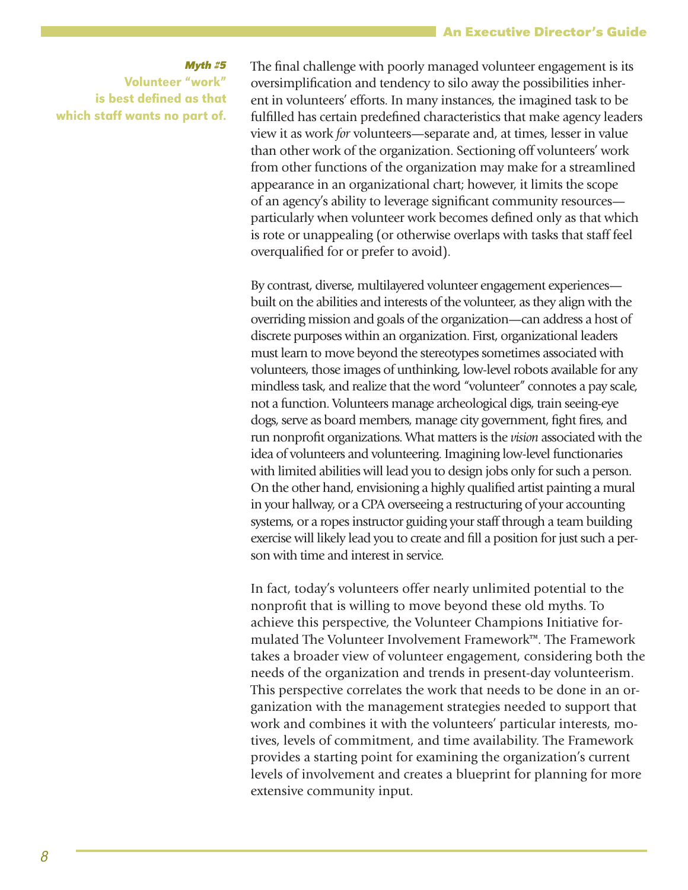*Myth #5*
**Volunteer "work" is best defined as that which staff wants no part of.**

The final challenge with poorly managed volunteer engagement is its oversimplification and tendency to silo away the possibilities inherent in volunteers' efforts. In many instances, the imagined task to be fulfilled has certain predefined characteristics that make agency leaders view it as work *for* volunteers—separate and, at times, lesser in value than other work of the organization. Sectioning off volunteers' work from other functions of the organization may make for a streamlined appearance in an organizational chart; however, it limits the scope of an agency's ability to leverage significant community resources—particularly when volunteer work becomes defined only as that which is rote or unappealing (or otherwise overlaps with tasks that staff feel overqualified for or prefer to avoid).

By contrast, diverse, multilayered volunteer engagement experiences—built on the abilities and interests of the volunteer, as they align with the overriding mission and goals of the organization—can address a host of discrete purposes within an organization. First, organizational leaders must learn to move beyond the stereotypes sometimes associated with volunteers, those images of unthinking, low-level robots available for any mindless task, and realize that the word "volunteer" connotes a pay scale, not a function. Volunteers manage archeological digs, train seeing-eye dogs, serve as board members, manage city government, fight fires, and run nonprofit organizations. What matters is the *vision* associated with the idea of volunteers and volunteering. Imagining low-level functionaries with limited abilities will lead you to design jobs only for such a person. On the other hand, envisioning a highly qualified artist painting a mural in your hallway, or a CPA overseeing a restructuring of your accounting systems, or a ropes instructor guiding your staff through a team building exercise will likely lead you to create and fill a position for just such a person with time and interest in service.

In fact, today's volunteers offer nearly unlimited potential to the nonprofit that is willing to move beyond these old myths. To achieve this perspective, the Volunteer Champions Initiative formulated The Volunteer Involvement Framework™. The Framework takes a broader view of volunteer engagement, considering both the needs of the organization and trends in present-day volunteerism. This perspective correlates the work that needs to be done in an organization with the management strategies needed to support that work and combines it with the volunteers' particular interests, motives, levels of commitment, and time availability. The Framework provides a starting point for examining the organization's current levels of involvement and creates a blueprint for planning for more extensive community input.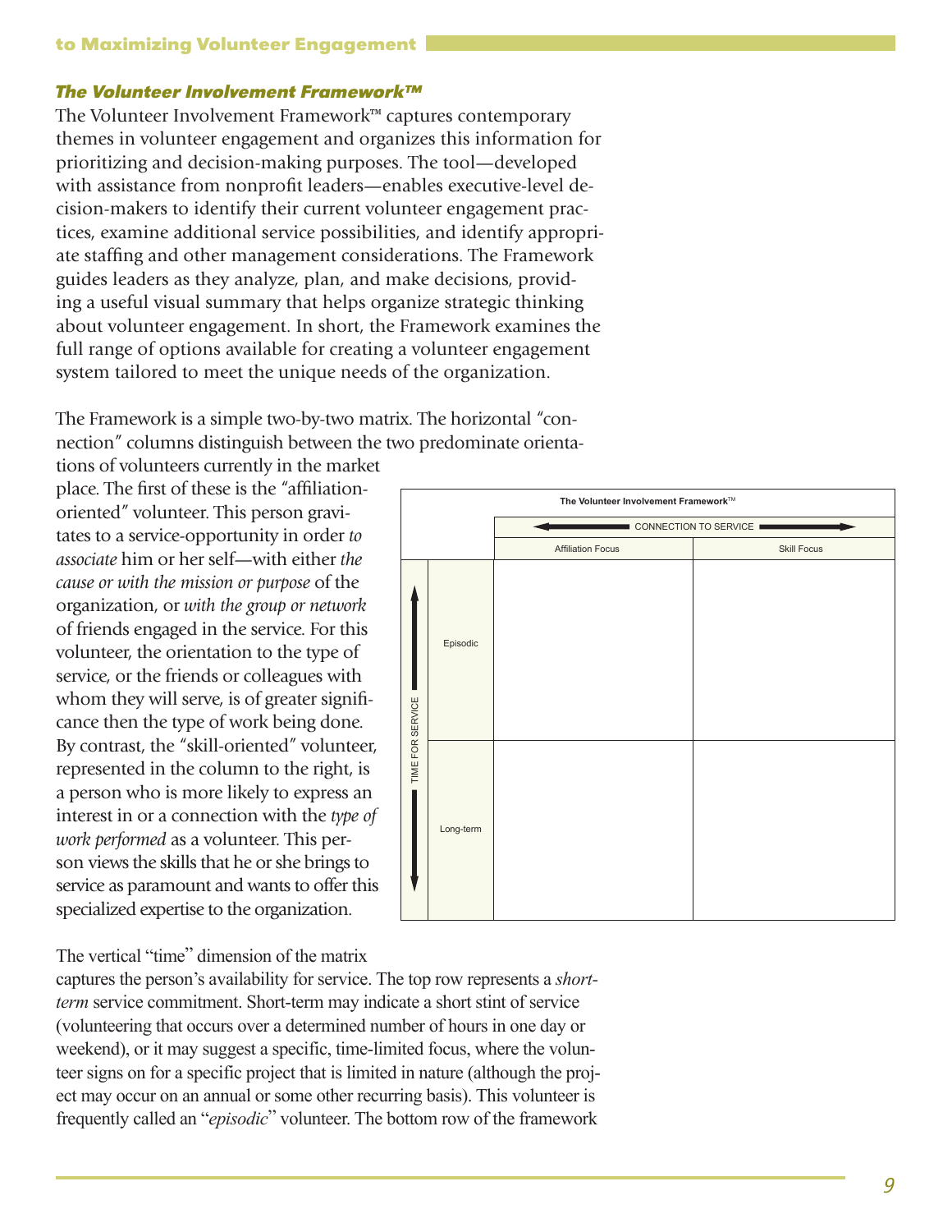### *The Volunteer Involvement Framework™*

The Volunteer Involvement Framework™ captures contemporary themes in volunteer engagement and organizes this information for prioritizing and decision-making purposes. The tool—developed with assistance from nonprofit leaders—enables executive-level decision-makers to identify their current volunteer engagement practices, examine additional service possibilities, and identify appropriate staffing and other management considerations. The Framework guides leaders as they analyze, plan, and make decisions, providing a useful visual summary that helps organize strategic thinking about volunteer engagement. In short, the Framework examines the full range of options available for creating a volunteer engagement system tailored to meet the unique needs of the organization.

The Framework is a simple two-by-two matrix. The horizontal "connection" columns distinguish between the two predominate orientations of volunteers currently in the market place. The first of these is the "affiliation-oriented" volunteer. This person gravitates to a service-opportunity in order *to associate* him or her self—with either *the cause or with the mission or purpose* of the organization, or *with the group or network* of friends engaged in the service. For this volunteer, the orientation to the type of service, or the friends or colleagues with whom they will serve, is of greater significance then the type of work being done. By contrast, the "skill-oriented" volunteer, represented in the column to the right, is a person who is more likely to express an interest in or a connection with the *type of work performed* as a volunteer. This person views the skills that he or she brings to service as paramount and wants to offer this specialized expertise to the organization.

**The Volunteer Involvement Framework™**

| TIME FOR SERVICE ↕ | | CONNECTION TO SERVICE ↔ | |
|---|---|---|---|
| | | Affiliation Focus | Skill Focus |
| | Episodic | | |
| | Long-term | | |

The vertical "time" dimension of the matrix captures the person's availability for service. The top row represents a *short-term* service commitment. Short-term may indicate a short stint of service (volunteering that occurs over a determined number of hours in one day or weekend), or it may suggest a specific, time-limited focus, where the volunteer signs on for a specific project that is limited in nature (although the project may occur on an annual or some other recurring basis). This volunteer is frequently called an "*episodic*" volunteer. The bottom row of the framework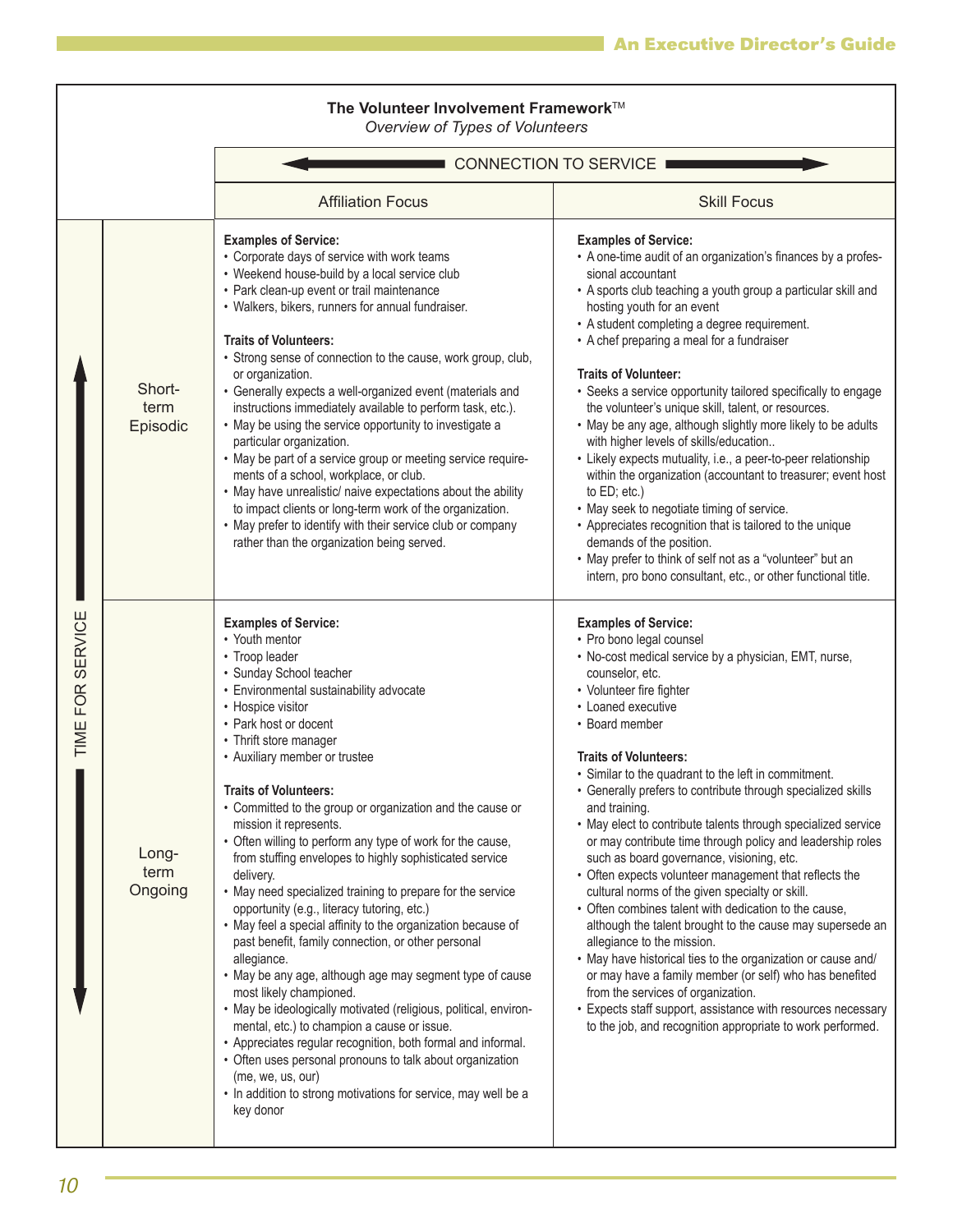## The Volunteer Involvement Framework™

*Overview of Types of Volunteers*

| TIME FOR SERVICE ↕ / CONNECTION TO SERVICE ↔ | Affiliation Focus | Skill Focus |
|---|---|---|
| **Short-term Episodic** | **Examples of Service:**<br>• Corporate days of service with work teams<br>• Weekend house-build by a local service club<br>• Park clean-up event or trail maintenance<br>• Walkers, bikers, runners for annual fundraiser.<br><br>**Traits of Volunteers:**<br>• Strong sense of connection to the cause, work group, club, or organization.<br>• Generally expects a well-organized event (materials and instructions immediately available to perform task, etc.).<br>• May be using the service opportunity to investigate a particular organization.<br>• May be part of a service group or meeting service requirements of a school, workplace, or club.<br>• May have unrealistic/ naive expectations about the ability to impact clients or long-term work of the organization.<br>• May prefer to identify with their service club or company rather than the organization being served. | **Examples of Service:**<br>• A one-time audit of an organization's finances by a professional accountant<br>• A sports club teaching a youth group a particular skill and hosting youth for an event<br>• A student completing a degree requirement.<br>• A chef preparing a meal for a fundraiser<br><br>**Traits of Volunteer:**<br>• Seeks a service opportunity tailored specifically to engage the volunteer's unique skill, talent, or resources.<br>• May be any age, although slightly more likely to be adults with higher levels of skills/education..<br>• Likely expects mutuality, i.e., a peer-to-peer relationship within the organization (accountant to treasurer; event host to ED; etc.)<br>• May seek to negotiate timing of service.<br>• Appreciates recognition that is tailored to the unique demands of the position.<br>• May prefer to think of self not as a "volunteer" but an intern, pro bono consultant, etc., or other functional title. |
| **Long-term Ongoing** | **Examples of Service:**<br>• Youth mentor<br>• Troop leader<br>• Sunday School teacher<br>• Environmental sustainability advocate<br>• Hospice visitor<br>• Park host or docent<br>• Thrift store manager<br>• Auxiliary member or trustee<br><br>**Traits of Volunteers:**<br>• Committed to the group or organization and the cause or mission it represents.<br>• Often willing to perform any type of work for the cause, from stuffing envelopes to highly sophisticated service delivery.<br>• May need specialized training to prepare for the service opportunity (e.g., literacy tutoring, etc.)<br>• May feel a special affinity to the organization because of past benefit, family connection, or other personal allegiance.<br>• May be any age, although age may segment type of cause most likely championed.<br>• May be ideologically motivated (religious, political, environmental, etc.) to champion a cause or issue.<br>• Appreciates regular recognition, both formal and informal.<br>• Often uses personal pronouns to talk about organization (me, we, us, our)<br>• In addition to strong motivations for service, may well be a key donor | **Examples of Service:**<br>• Pro bono legal counsel<br>• No-cost medical service by a physician, EMT, nurse, counselor, etc.<br>• Volunteer fire fighter<br>• Loaned executive<br>• Board member<br><br>**Traits of Volunteers:**<br>• Similar to the quadrant to the left in commitment.<br>• Generally prefers to contribute through specialized skills and training.<br>• May elect to contribute talents through specialized service or may contribute time through policy and leadership roles such as board governance, visioning, etc.<br>• Often expects volunteer management that reflects the cultural norms of the given specialty or skill.<br>• Often combines talent with dedication to the cause, although the talent brought to the cause may supersede an allegiance to the mission.<br>• May have historical ties to the organization or cause and/or may have a family member (or self) who has benefited from the services of organization.<br>• Expects staff support, assistance with resources necessary to the job, and recognition appropriate to work performed. |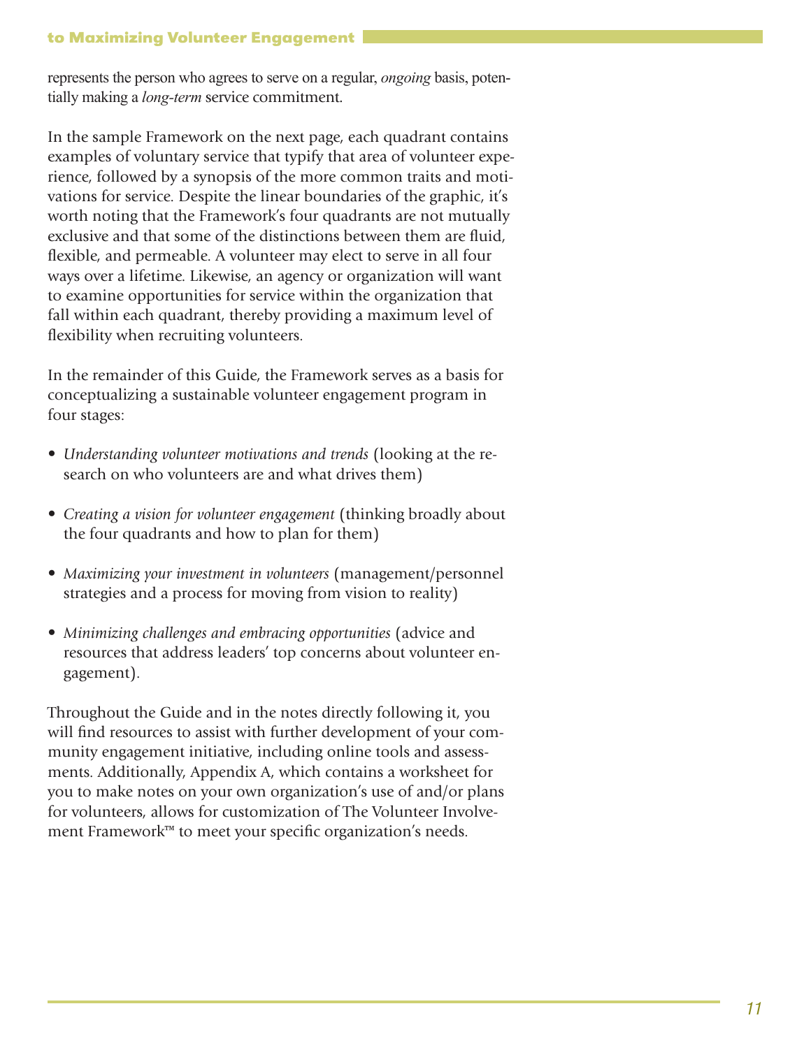represents the person who agrees to serve on a regular, *ongoing* basis, potentially making a *long-term* service commitment.

In the sample Framework on the next page, each quadrant contains examples of voluntary service that typify that area of volunteer experience, followed by a synopsis of the more common traits and motivations for service. Despite the linear boundaries of the graphic, it's worth noting that the Framework's four quadrants are not mutually exclusive and that some of the distinctions between them are fluid, flexible, and permeable. A volunteer may elect to serve in all four ways over a lifetime. Likewise, an agency or organization will want to examine opportunities for service within the organization that fall within each quadrant, thereby providing a maximum level of flexibility when recruiting volunteers.

In the remainder of this Guide, the Framework serves as a basis for conceptualizing a sustainable volunteer engagement program in four stages:

- *Understanding volunteer motivations and trends* (looking at the research on who volunteers are and what drives them)
- *Creating a vision for volunteer engagement* (thinking broadly about the four quadrants and how to plan for them)
- *Maximizing your investment in volunteers* (management/personnel strategies and a process for moving from vision to reality)
- *Minimizing challenges and embracing opportunities* (advice and resources that address leaders' top concerns about volunteer engagement).

Throughout the Guide and in the notes directly following it, you will find resources to assist with further development of your community engagement initiative, including online tools and assessments. Additionally, Appendix A, which contains a worksheet for you to make notes on your own organization's use of and/or plans for volunteers, allows for customization of The Volunteer Involvement Framework™ to meet your specific organization's needs.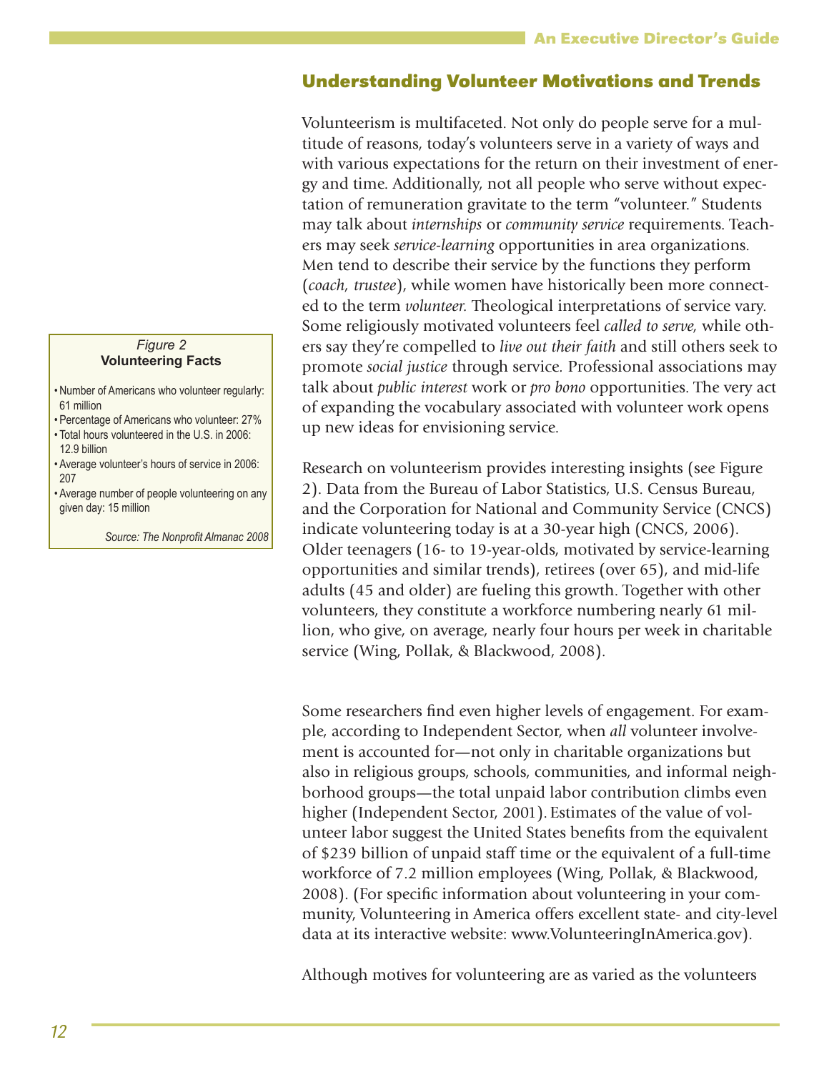## Understanding Volunteer Motivations and Trends

Volunteerism is multifaceted. Not only do people serve for a multitude of reasons, today's volunteers serve in a variety of ways and with various expectations for the return on their investment of energy and time. Additionally, not all people who serve without expectation of remuneration gravitate to the term "volunteer." Students may talk about *internships* or *community service* requirements. Teachers may seek *service-learning* opportunities in area organizations. Men tend to describe their service by the functions they perform (*coach, trustee*), while women have historically been more connected to the term *volunteer.* Theological interpretations of service vary. Some religiously motivated volunteers feel *called to serve,* while others say they're compelled to *live out their faith* and still others seek to promote *social justice* through service. Professional associations may talk about *public interest* work or *pro bono* opportunities. The very act of expanding the vocabulary associated with volunteer work opens up new ideas for envisioning service.

*Figure 2*
**Volunteering Facts**

- Number of Americans who volunteer regularly: 61 million
- Percentage of Americans who volunteer: 27%
- Total hours volunteered in the U.S. in 2006: 12.9 billion
- Average volunteer's hours of service in 2006: 207
- Average number of people volunteering on any given day: 15 million

*Source: The Nonprofit Almanac 2008*

Research on volunteerism provides interesting insights (see Figure 2). Data from the Bureau of Labor Statistics, U.S. Census Bureau, and the Corporation for National and Community Service (CNCS) indicate volunteering today is at a 30-year high (CNCS, 2006). Older teenagers (16- to 19-year-olds, motivated by service-learning opportunities and similar trends), retirees (over 65), and mid-life adults (45 and older) are fueling this growth. Together with other volunteers, they constitute a workforce numbering nearly 61 million, who give, on average, nearly four hours per week in charitable service (Wing, Pollak, & Blackwood, 2008).

Some researchers find even higher levels of engagement. For example, according to Independent Sector, when *all* volunteer involvement is accounted for—not only in charitable organizations but also in religious groups, schools, communities, and informal neighborhood groups—the total unpaid labor contribution climbs even higher (Independent Sector, 2001). Estimates of the value of volunteer labor suggest the United States benefits from the equivalent of $239 billion of unpaid staff time or the equivalent of a full-time workforce of 7.2 million employees (Wing, Pollak, & Blackwood, 2008). (For specific information about volunteering in your community, Volunteering in America offers excellent state- and city-level data at its interactive website: www.VolunteeringInAmerica.gov).

Although motives for volunteering are as varied as the volunteers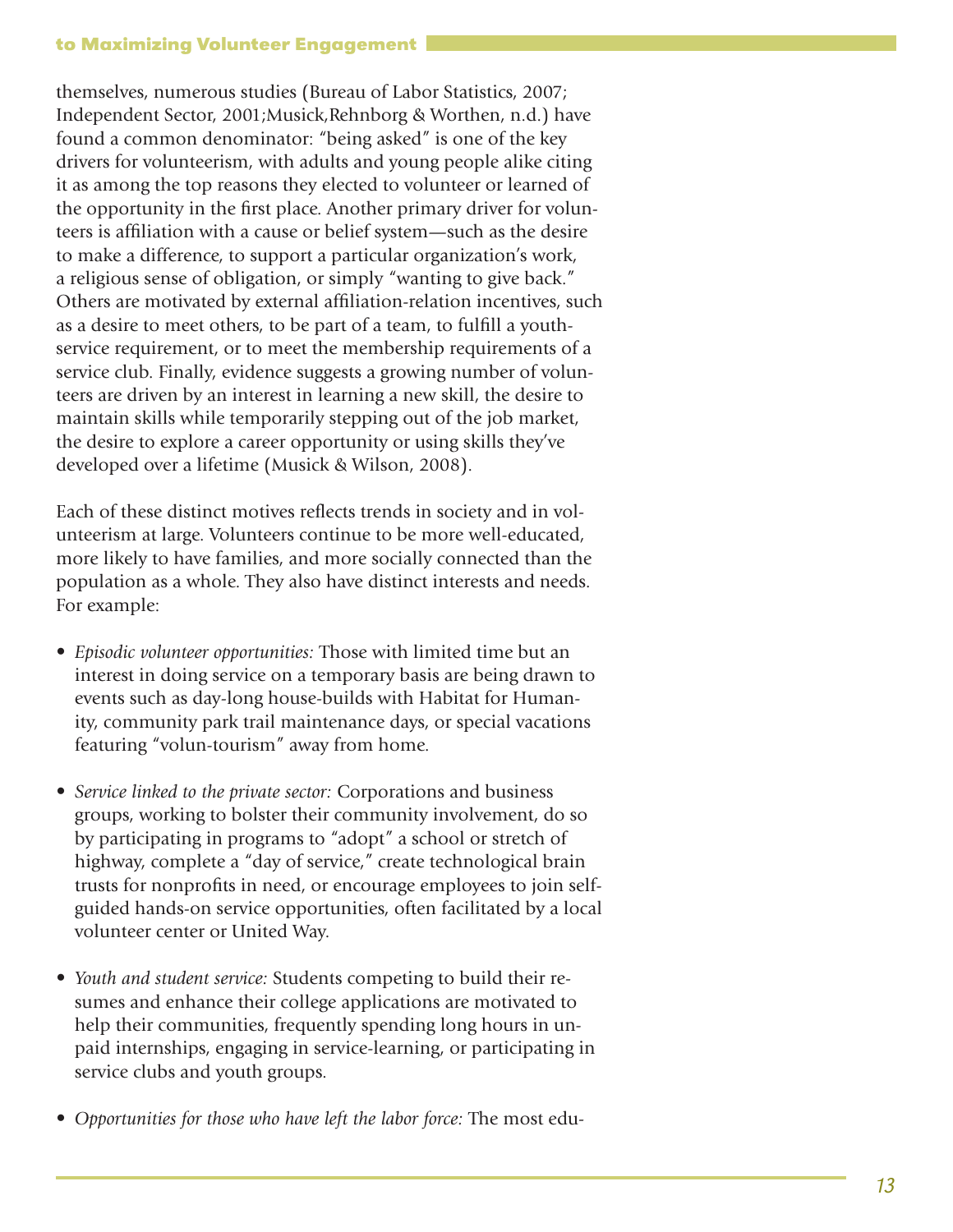themselves, numerous studies (Bureau of Labor Statistics, 2007; Independent Sector, 2001;Musick,Rehnborg & Worthen, n.d.) have found a common denominator: "being asked" is one of the key drivers for volunteerism, with adults and young people alike citing it as among the top reasons they elected to volunteer or learned of the opportunity in the first place. Another primary driver for volunteers is affiliation with a cause or belief system—such as the desire to make a difference, to support a particular organization's work, a religious sense of obligation, or simply "wanting to give back." Others are motivated by external affiliation-relation incentives, such as a desire to meet others, to be part of a team, to fulfill a youth-service requirement, or to meet the membership requirements of a service club. Finally, evidence suggests a growing number of volunteers are driven by an interest in learning a new skill, the desire to maintain skills while temporarily stepping out of the job market, the desire to explore a career opportunity or using skills they've developed over a lifetime (Musick & Wilson, 2008).

Each of these distinct motives reflects trends in society and in volunteerism at large. Volunteers continue to be more well-educated, more likely to have families, and more socially connected than the population as a whole. They also have distinct interests and needs. For example:

- *Episodic volunteer opportunities:* Those with limited time but an interest in doing service on a temporary basis are being drawn to events such as day-long house-builds with Habitat for Humanity, community park trail maintenance days, or special vacations featuring "volun-tourism" away from home.

- *Service linked to the private sector:* Corporations and business groups, working to bolster their community involvement, do so by participating in programs to "adopt" a school or stretch of highway, complete a "day of service," create technological brain trusts for nonprofits in need, or encourage employees to join self-guided hands-on service opportunities, often facilitated by a local volunteer center or United Way.

- *Youth and student service:* Students competing to build their resumes and enhance their college applications are motivated to help their communities, frequently spending long hours in unpaid internships, engaging in service-learning, or participating in service clubs and youth groups.

- *Opportunities for those who have left the labor force:* The most edu-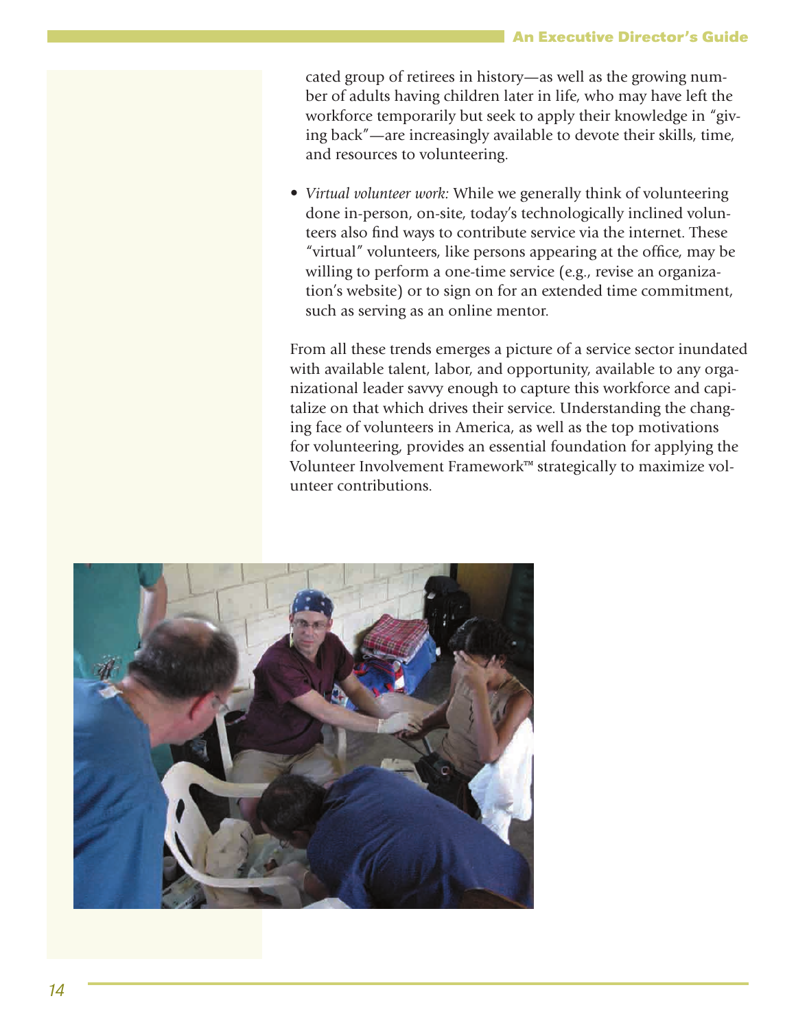cated group of retirees in history—as well as the growing number of adults having children later in life, who may have left the workforce temporarily but seek to apply their knowledge in "giving back"—are increasingly available to devote their skills, time, and resources to volunteering.

- *Virtual volunteer work:* While we generally think of volunteering done in-person, on-site, today's technologically inclined volunteers also find ways to contribute service via the internet. These "virtual" volunteers, like persons appearing at the office, may be willing to perform a one-time service (e.g., revise an organization's website) or to sign on for an extended time commitment, such as serving as an online mentor.

From all these trends emerges a picture of a service sector inundated with available talent, labor, and opportunity, available to any organizational leader savvy enough to capture this workforce and capitalize on that which drives their service. Understanding the changing face of volunteers in America, as well as the top motivations for volunteering, provides an essential foundation for applying the Volunteer Involvement Framework™ strategically to maximize volunteer contributions.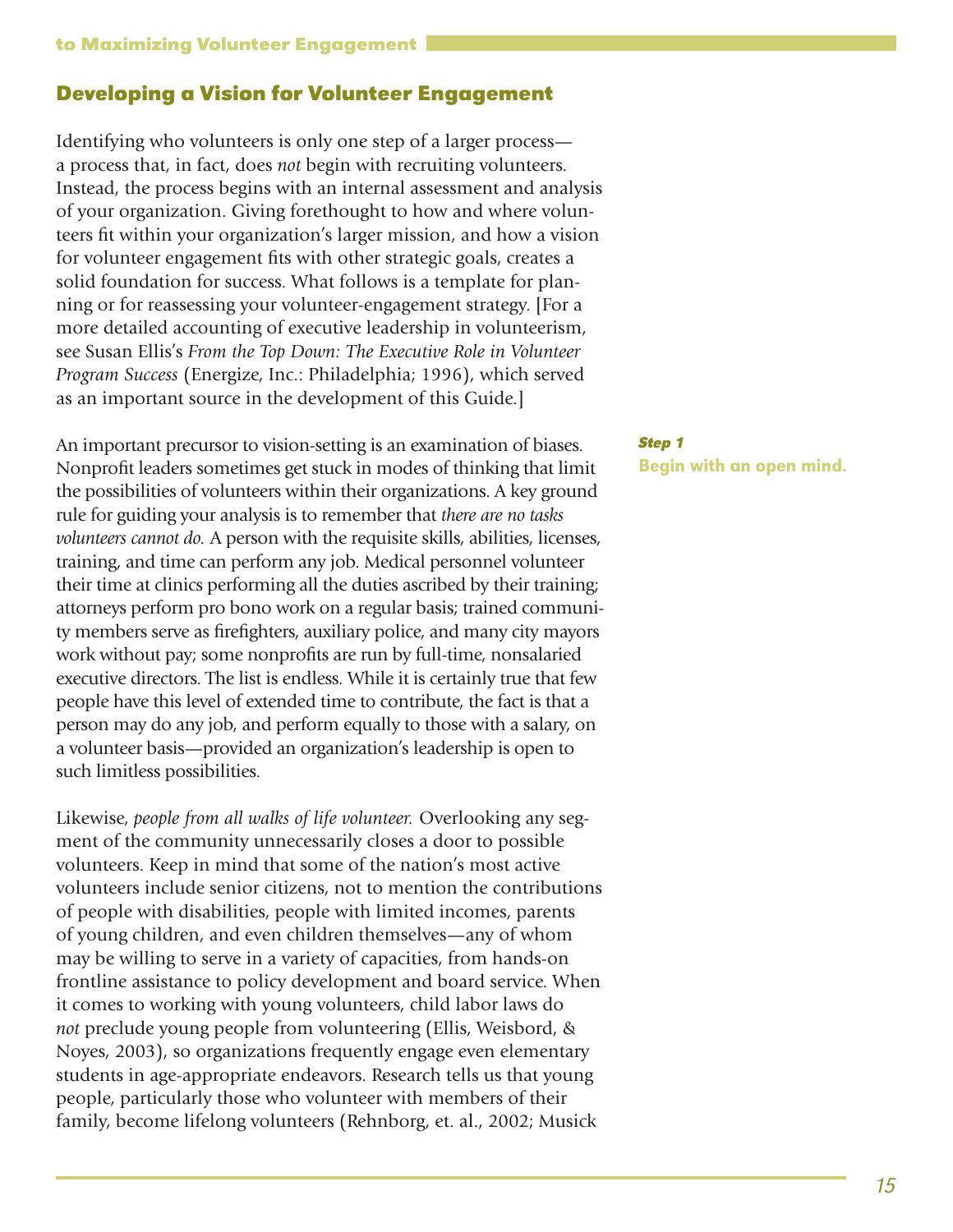## Developing a Vision for Volunteer Engagement

Identifying who volunteers is only one step of a larger process—a process that, in fact, does *not* begin with recruiting volunteers. Instead, the process begins with an internal assessment and analysis of your organization. Giving forethought to how and where volunteers fit within your organization's larger mission, and how a vision for volunteer engagement fits with other strategic goals, creates a solid foundation for success. What follows is a template for planning or for reassessing your volunteer-engagement strategy. [For a more detailed accounting of executive leadership in volunteerism, see Susan Ellis's *From the Top Down: The Executive Role in Volunteer Program Success* (Energize, Inc.: Philadelphia; 1996), which served as an important source in the development of this Guide.]

***Step 1***
**Begin with an open mind.**

An important precursor to vision-setting is an examination of biases. Nonprofit leaders sometimes get stuck in modes of thinking that limit the possibilities of volunteers within their organizations. A key ground rule for guiding your analysis is to remember that *there are no tasks volunteers cannot do.* A person with the requisite skills, abilities, licenses, training, and time can perform any job. Medical personnel volunteer their time at clinics performing all the duties ascribed by their training; attorneys perform pro bono work on a regular basis; trained community members serve as firefighters, auxiliary police, and many city mayors work without pay; some nonprofits are run by full-time, nonsalaried executive directors. The list is endless. While it is certainly true that few people have this level of extended time to contribute, the fact is that a person may do any job, and perform equally to those with a salary, on a volunteer basis—provided an organization's leadership is open to such limitless possibilities.

Likewise, *people from all walks of life volunteer.* Overlooking any segment of the community unnecessarily closes a door to possible volunteers. Keep in mind that some of the nation's most active volunteers include senior citizens, not to mention the contributions of people with disabilities, people with limited incomes, parents of young children, and even children themselves—any of whom may be willing to serve in a variety of capacities, from hands-on frontline assistance to policy development and board service. When it comes to working with young volunteers, child labor laws do *not* preclude young people from volunteering (Ellis, Weisbord, & Noyes, 2003), so organizations frequently engage even elementary students in age-appropriate endeavors. Research tells us that young people, particularly those who volunteer with members of their family, become lifelong volunteers (Rehnborg, et. al., 2002; Musick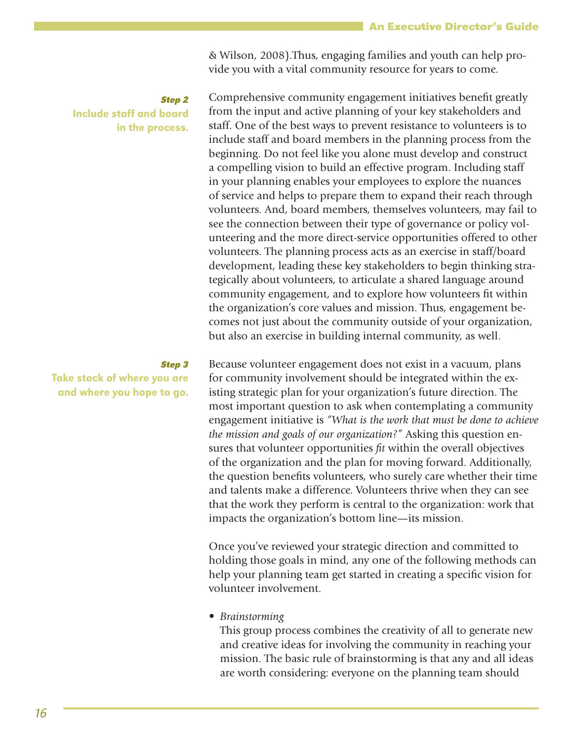& Wilson, 2008).Thus, engaging families and youth can help provide you with a vital community resource for years to come.

***Step 2***
**Include staff and board in the process.**

Comprehensive community engagement initiatives benefit greatly from the input and active planning of your key stakeholders and staff. One of the best ways to prevent resistance to volunteers is to include staff and board members in the planning process from the beginning. Do not feel like you alone must develop and construct a compelling vision to build an effective program. Including staff in your planning enables your employees to explore the nuances of service and helps to prepare them to expand their reach through volunteers. And, board members, themselves volunteers, may fail to see the connection between their type of governance or policy volunteering and the more direct-service opportunities offered to other volunteers. The planning process acts as an exercise in staff/board development, leading these key stakeholders to begin thinking strategically about volunteers, to articulate a shared language around community engagement, and to explore how volunteers fit within the organization's core values and mission. Thus, engagement becomes not just about the community outside of your organization, but also an exercise in building internal community, as well.

***Step 3***
**Take stock of where you are and where you hope to go.**

Because volunteer engagement does not exist in a vacuum, plans for community involvement should be integrated within the existing strategic plan for your organization's future direction. The most important question to ask when contemplating a community engagement initiative is *"What is the work that must be done to achieve the mission and goals of our organization?"* Asking this question ensures that volunteer opportunities *fit* within the overall objectives of the organization and the plan for moving forward. Additionally, the question benefits volunteers, who surely care whether their time and talents make a difference. Volunteers thrive when they can see that the work they perform is central to the organization: work that impacts the organization's bottom line—its mission.

Once you've reviewed your strategic direction and committed to holding those goals in mind, any one of the following methods can help your planning team get started in creating a specific vision for volunteer involvement.

- *Brainstorming*
  This group process combines the creativity of all to generate new and creative ideas for involving the community in reaching your mission. The basic rule of brainstorming is that any and all ideas are worth considering: everyone on the planning team should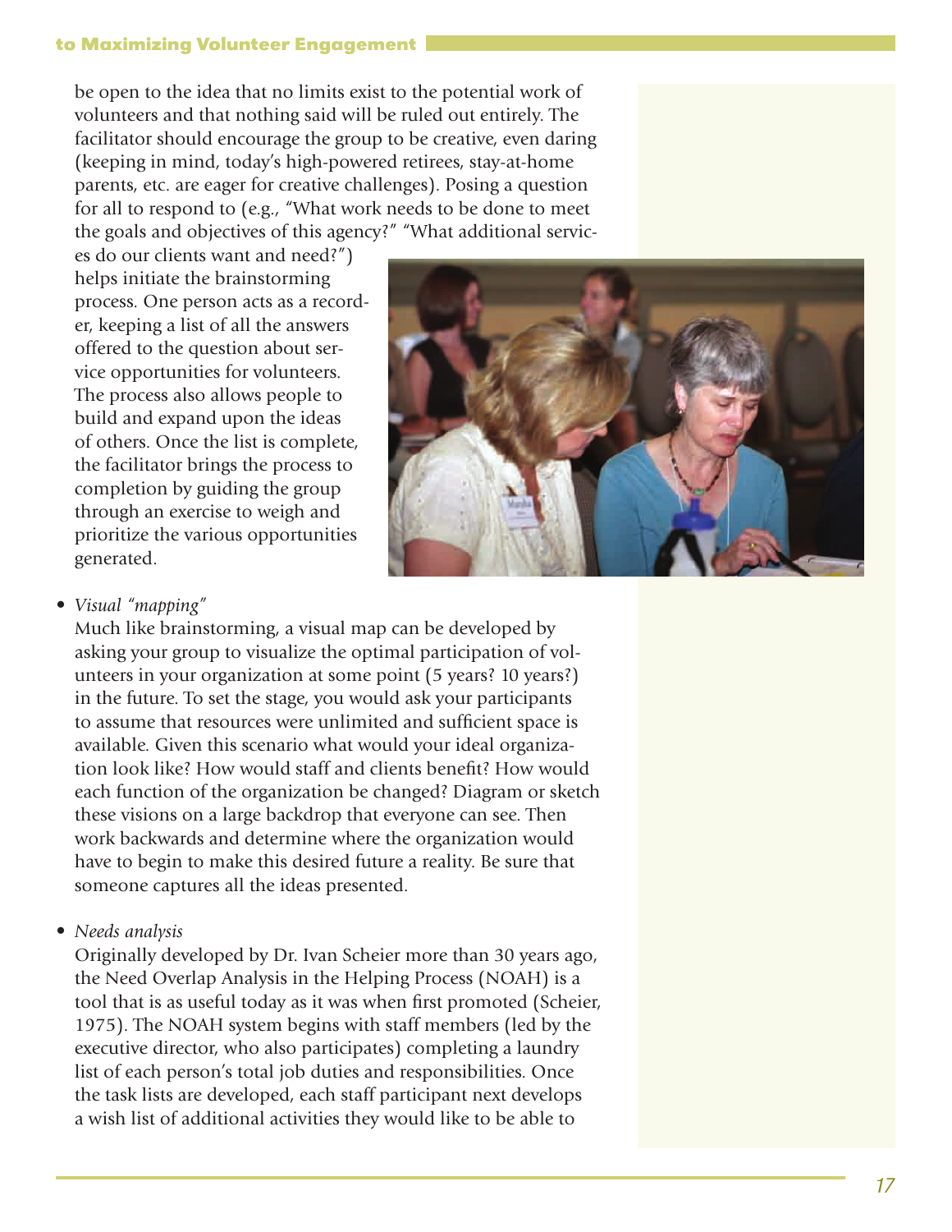be open to the idea that no limits exist to the potential work of volunteers and that nothing said will be ruled out entirely. The facilitator should encourage the group to be creative, even daring (keeping in mind, today's high-powered retirees, stay-at-home parents, etc. are eager for creative challenges). Posing a question for all to respond to (e.g., "What work needs to be done to meet the goals and objectives of this agency?" "What additional services do our clients want and need?") helps initiate the brainstorming process. One person acts as a recorder, keeping a list of all the answers offered to the question about service opportunities for volunteers. The process also allows people to build and expand upon the ideas of others. Once the list is complete, the facilitator brings the process to completion by guiding the group through an exercise to weigh and prioritize the various opportunities generated.

- *Visual "mapping"*
  Much like brainstorming, a visual map can be developed by asking your group to visualize the optimal participation of volunteers in your organization at some point (5 years? 10 years?) in the future. To set the stage, you would ask your participants to assume that resources were unlimited and sufficient space is available. Given this scenario what would your ideal organization look like? How would staff and clients benefit? How would each function of the organization be changed? Diagram or sketch these visions on a large backdrop that everyone can see. Then work backwards and determine where the organization would have to begin to make this desired future a reality. Be sure that someone captures all the ideas presented.

- *Needs analysis*
  Originally developed by Dr. Ivan Scheier more than 30 years ago, the Need Overlap Analysis in the Helping Process (NOAH) is a tool that is as useful today as it was when first promoted (Scheier, 1975). The NOAH system begins with staff members (led by the executive director, who also participates) completing a laundry list of each person's total job duties and responsibilities. Once the task lists are developed, each staff participant next develops a wish list of additional activities they would like to be able to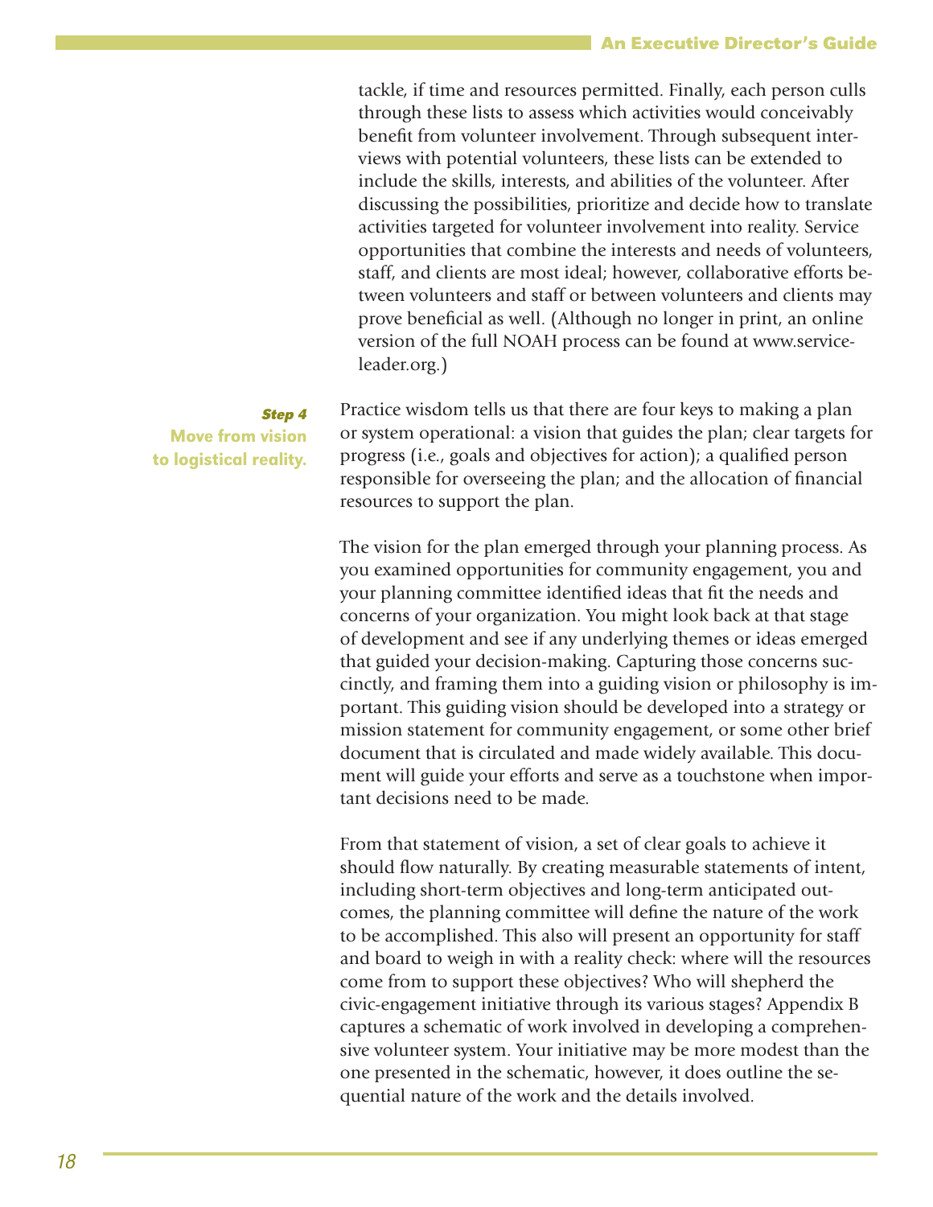tackle, if time and resources permitted. Finally, each person culls through these lists to assess which activities would conceivably benefit from volunteer involvement. Through subsequent interviews with potential volunteers, these lists can be extended to include the skills, interests, and abilities of the volunteer. After discussing the possibilities, prioritize and decide how to translate activities targeted for volunteer involvement into reality. Service opportunities that combine the interests and needs of volunteers, staff, and clients are most ideal; however, collaborative efforts between volunteers and staff or between volunteers and clients may prove beneficial as well. (Although no longer in print, an online version of the full NOAH process can be found at www.serviceleader.org.)

### *Step 4*
### Move from vision to logistical reality.

Practice wisdom tells us that there are four keys to making a plan or system operational: a vision that guides the plan; clear targets for progress (i.e., goals and objectives for action); a qualified person responsible for overseeing the plan; and the allocation of financial resources to support the plan.

The vision for the plan emerged through your planning process. As you examined opportunities for community engagement, you and your planning committee identified ideas that fit the needs and concerns of your organization. You might look back at that stage of development and see if any underlying themes or ideas emerged that guided your decision-making. Capturing those concerns succinctly, and framing them into a guiding vision or philosophy is important. This guiding vision should be developed into a strategy or mission statement for community engagement, or some other brief document that is circulated and made widely available. This document will guide your efforts and serve as a touchstone when important decisions need to be made.

From that statement of vision, a set of clear goals to achieve it should flow naturally. By creating measurable statements of intent, including short-term objectives and long-term anticipated outcomes, the planning committee will define the nature of the work to be accomplished. This also will present an opportunity for staff and board to weigh in with a reality check: where will the resources come from to support these objectives? Who will shepherd the civic-engagement initiative through its various stages? Appendix B captures a schematic of work involved in developing a comprehensive volunteer system. Your initiative may be more modest than the one presented in the schematic, however, it does outline the sequential nature of the work and the details involved.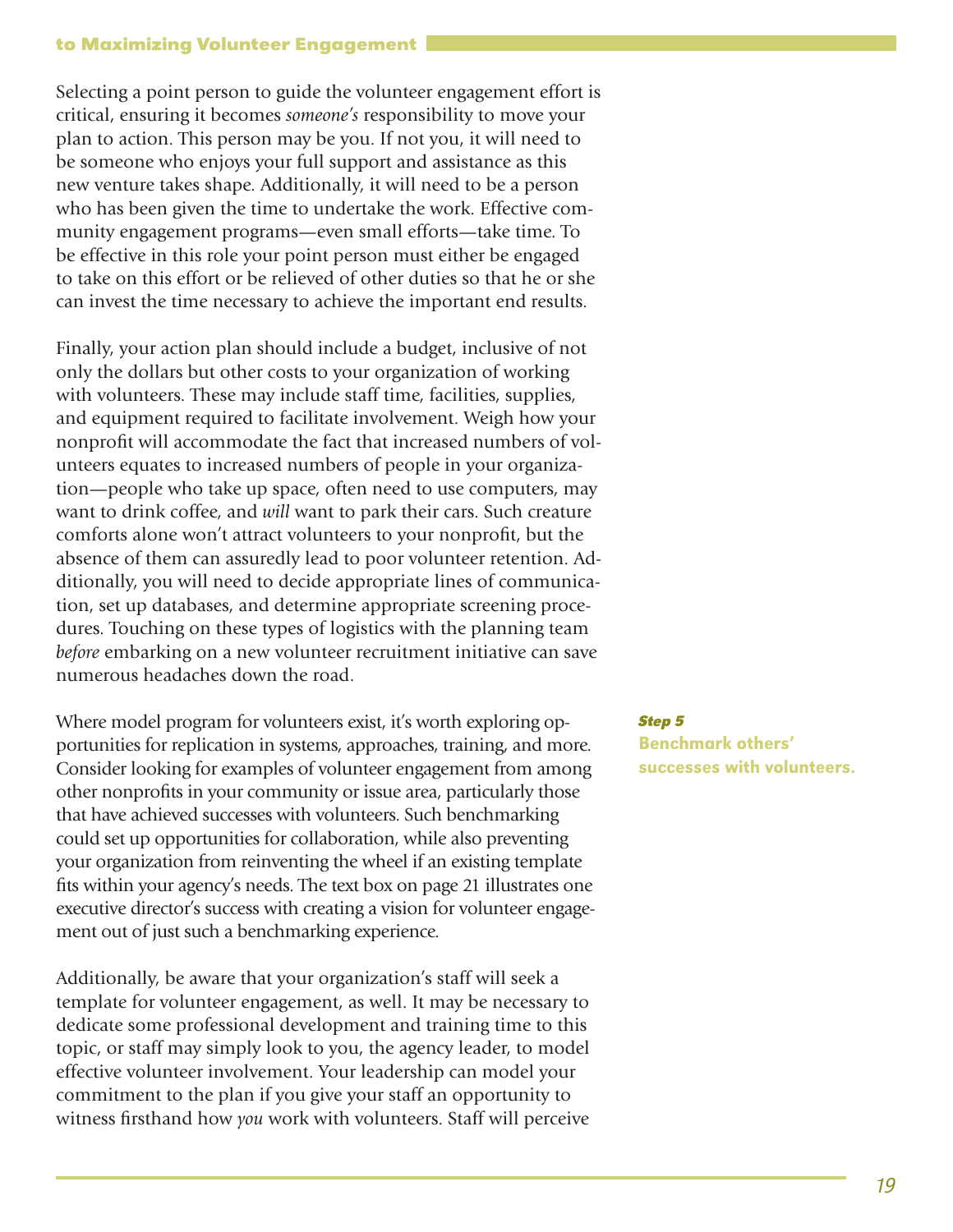Selecting a point person to guide the volunteer engagement effort is critical, ensuring it becomes *someone's* responsibility to move your plan to action. This person may be you. If not you, it will need to be someone who enjoys your full support and assistance as this new venture takes shape. Additionally, it will need to be a person who has been given the time to undertake the work. Effective community engagement programs—even small efforts—take time. To be effective in this role your point person must either be engaged to take on this effort or be relieved of other duties so that he or she can invest the time necessary to achieve the important end results.

Finally, your action plan should include a budget, inclusive of not only the dollars but other costs to your organization of working with volunteers. These may include staff time, facilities, supplies, and equipment required to facilitate involvement. Weigh how your nonprofit will accommodate the fact that increased numbers of volunteers equates to increased numbers of people in your organization—people who take up space, often need to use computers, may want to drink coffee, and *will* want to park their cars. Such creature comforts alone won't attract volunteers to your nonprofit, but the absence of them can assuredly lead to poor volunteer retention. Additionally, you will need to decide appropriate lines of communication, set up databases, and determine appropriate screening procedures. Touching on these types of logistics with the planning team *before* embarking on a new volunteer recruitment initiative can save numerous headaches down the road.

***Step 5***
**Benchmark others' successes with volunteers.**

Where model program for volunteers exist, it's worth exploring opportunities for replication in systems, approaches, training, and more. Consider looking for examples of volunteer engagement from among other nonprofits in your community or issue area, particularly those that have achieved successes with volunteers. Such benchmarking could set up opportunities for collaboration, while also preventing your organization from reinventing the wheel if an existing template fits within your agency's needs. The text box on page 21 illustrates one executive director's success with creating a vision for volunteer engagement out of just such a benchmarking experience.

Additionally, be aware that your organization's staff will seek a template for volunteer engagement, as well. It may be necessary to dedicate some professional development and training time to this topic, or staff may simply look to you, the agency leader, to model effective volunteer involvement. Your leadership can model your commitment to the plan if you give your staff an opportunity to witness firsthand how *you* work with volunteers. Staff will perceive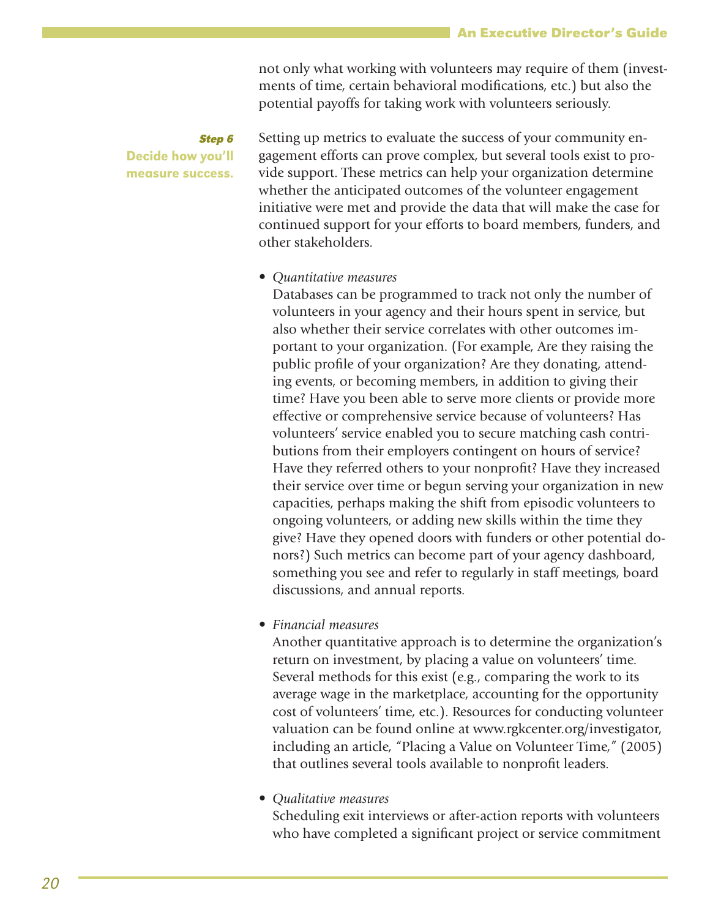not only what working with volunteers may require of them (investments of time, certain behavioral modifications, etc.) but also the potential payoffs for taking work with volunteers seriously.

***Step 6***
**Decide how you'll measure success.**

Setting up metrics to evaluate the success of your community engagement efforts can prove complex, but several tools exist to provide support. These metrics can help your organization determine whether the anticipated outcomes of the volunteer engagement initiative were met and provide the data that will make the case for continued support for your efforts to board members, funders, and other stakeholders.

- *Quantitative measures*
  Databases can be programmed to track not only the number of volunteers in your agency and their hours spent in service, but also whether their service correlates with other outcomes important to your organization. (For example, Are they raising the public profile of your organization? Are they donating, attending events, or becoming members, in addition to giving their time? Have you been able to serve more clients or provide more effective or comprehensive service because of volunteers? Has volunteers' service enabled you to secure matching cash contributions from their employers contingent on hours of service? Have they referred others to your nonprofit? Have they increased their service over time or begun serving your organization in new capacities, perhaps making the shift from episodic volunteers to ongoing volunteers, or adding new skills within the time they give? Have they opened doors with funders or other potential donors?) Such metrics can become part of your agency dashboard, something you see and refer to regularly in staff meetings, board discussions, and annual reports.

- *Financial measures*
  Another quantitative approach is to determine the organization's return on investment, by placing a value on volunteers' time. Several methods for this exist (e.g., comparing the work to its average wage in the marketplace, accounting for the opportunity cost of volunteers' time, etc.). Resources for conducting volunteer valuation can be found online at www.rgkcenter.org/investigator, including an article, "Placing a Value on Volunteer Time," (2005) that outlines several tools available to nonprofit leaders.

- *Qualitative measures*
  Scheduling exit interviews or after-action reports with volunteers who have completed a significant project or service commitment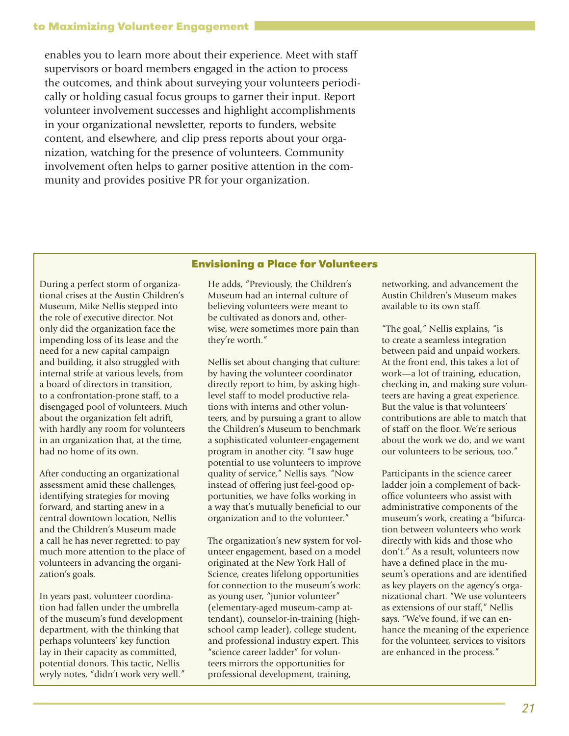enables you to learn more about their experience. Meet with staff supervisors or board members engaged in the action to process the outcomes, and think about surveying your volunteers periodically or holding casual focus groups to garner their input. Report volunteer involvement successes and highlight accomplishments in your organizational newsletter, reports to funders, website content, and elsewhere, and clip press reports about your organization, watching for the presence of volunteers. Community involvement often helps to garner positive attention in the community and provides positive PR for your organization.

### Envisioning a Place for Volunteers

During a perfect storm of organizational crises at the Austin Children's Museum, Mike Nellis stepped into the role of executive director. Not only did the organization face the impending loss of its lease and the need for a new capital campaign and building, it also struggled with internal strife at various levels, from a board of directors in transition, to a confrontation-prone staff, to a disengaged pool of volunteers. Much about the organization felt adrift, with hardly any room for volunteers in an organization that, at the time, had no home of its own.

After conducting an organizational assessment amid these challenges, identifying strategies for moving forward, and starting anew in a central downtown location, Nellis and the Children's Museum made a call he has never regretted: to pay much more attention to the place of volunteers in advancing the organization's goals.

In years past, volunteer coordination had fallen under the umbrella of the museum's fund development department, with the thinking that perhaps volunteers' key function lay in their capacity as committed, potential donors. This tactic, Nellis wryly notes, "didn't work very well." He adds, "Previously, the Children's Museum had an internal culture of believing volunteers were meant to be cultivated as donors and, otherwise, were sometimes more pain than they're worth."

Nellis set about changing that culture: by having the volunteer coordinator directly report to him, by asking high-level staff to model productive relations with interns and other volunteers, and by pursuing a grant to allow the Children's Museum to benchmark a sophisticated volunteer-engagement program in another city. "I saw huge potential to use volunteers to improve quality of service," Nellis says. "Now instead of offering just feel-good opportunities, we have folks working in a way that's mutually beneficial to our organization and to the volunteer."

The organization's new system for volunteer engagement, based on a model originated at the New York Hall of Science, creates lifelong opportunities for connection to the museum's work: as young user, "junior volunteer" (elementary-aged museum-camp attendant), counselor-in-training (high-school camp leader), college student, and professional industry expert. This "science career ladder" for volunteers mirrors the opportunities for professional development, training, networking, and advancement the Austin Children's Museum makes available to its own staff.

"The goal," Nellis explains, "is to create a seamless integration between paid and unpaid workers. At the front end, this takes a lot of work—a lot of training, education, checking in, and making sure volunteers are having a great experience. But the value is that volunteers' contributions are able to match that of staff on the floor. We're serious about the work we do, and we want our volunteers to be serious, too."

Participants in the science career ladder join a complement of back-office volunteers who assist with administrative components of the museum's work, creating a "bifurcation between volunteers who work directly with kids and those who don't." As a result, volunteers now have a defined place in the museum's operations and are identified as key players on the agency's organizational chart. "We use volunteers as extensions of our staff," Nellis says. "We've found, if we can enhance the meaning of the experience for the volunteer, services to visitors are enhanced in the process."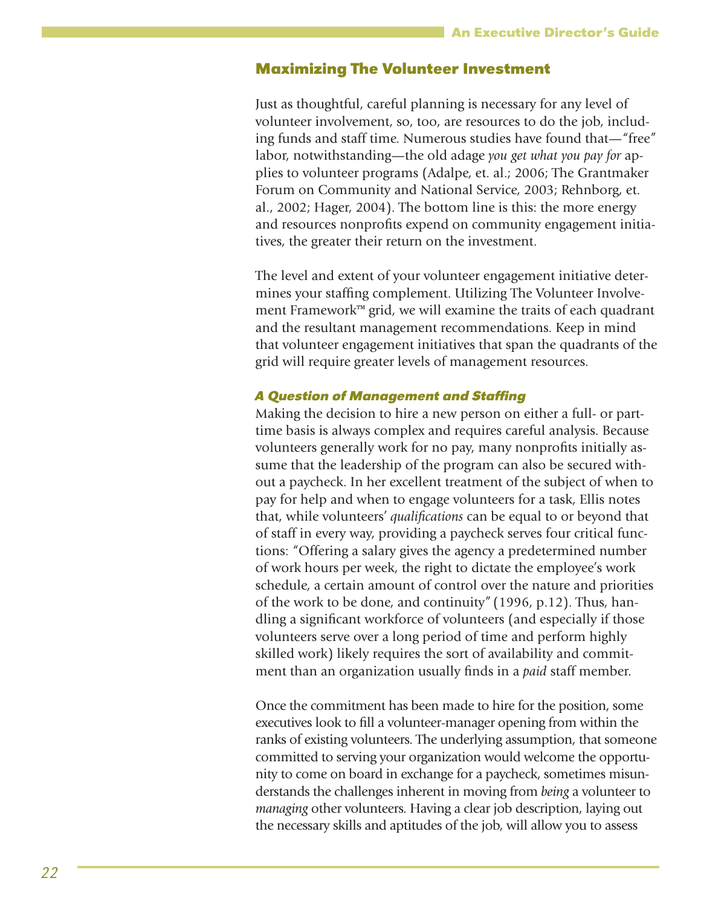## Maximizing The Volunteer Investment

Just as thoughtful, careful planning is necessary for any level of volunteer involvement, so, too, are resources to do the job, including funds and staff time. Numerous studies have found that—"free" labor, notwithstanding—the old adage *you get what you pay for* applies to volunteer programs (Adalpe, et. al.; 2006; The Grantmaker Forum on Community and National Service, 2003; Rehnborg, et. al., 2002; Hager, 2004). The bottom line is this: the more energy and resources nonprofits expend on community engagement initiatives, the greater their return on the investment.

The level and extent of your volunteer engagement initiative determines your staffing complement. Utilizing The Volunteer Involvement Framework™ grid, we will examine the traits of each quadrant and the resultant management recommendations. Keep in mind that volunteer engagement initiatives that span the quadrants of the grid will require greater levels of management resources.

### *A Question of Management and Staffing*

Making the decision to hire a new person on either a full- or part-time basis is always complex and requires careful analysis. Because volunteers generally work for no pay, many nonprofits initially assume that the leadership of the program can also be secured without a paycheck. In her excellent treatment of the subject of when to pay for help and when to engage volunteers for a task, Ellis notes that, while volunteers' *qualifications* can be equal to or beyond that of staff in every way, providing a paycheck serves four critical functions: "Offering a salary gives the agency a predetermined number of work hours per week, the right to dictate the employee's work schedule, a certain amount of control over the nature and priorities of the work to be done, and continuity" (1996, p.12). Thus, handling a significant workforce of volunteers (and especially if those volunteers serve over a long period of time and perform highly skilled work) likely requires the sort of availability and commitment than an organization usually finds in a *paid* staff member.

Once the commitment has been made to hire for the position, some executives look to fill a volunteer-manager opening from within the ranks of existing volunteers. The underlying assumption, that someone committed to serving your organization would welcome the opportunity to come on board in exchange for a paycheck, sometimes misunderstands the challenges inherent in moving from *being* a volunteer to *managing* other volunteers. Having a clear job description, laying out the necessary skills and aptitudes of the job, will allow you to assess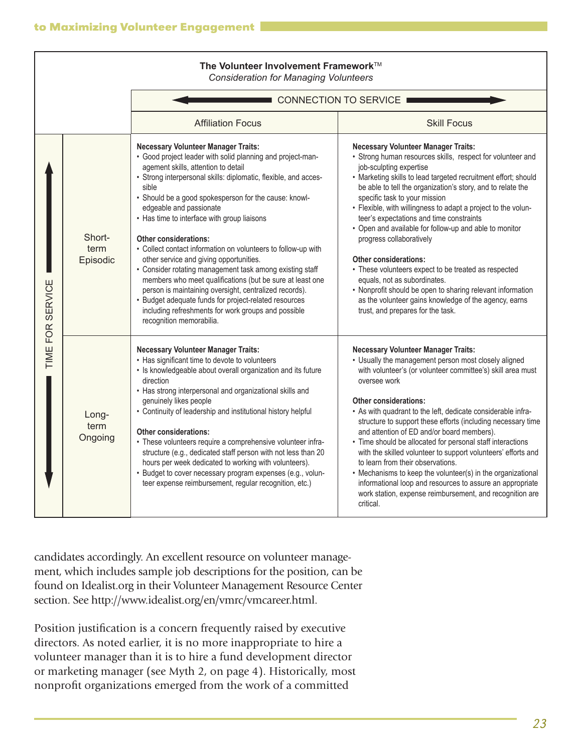**The Volunteer Involvement Framework**™
*Consideration for Managing Volunteers*

| TIME FOR SERVICE | CONNECTION TO SERVICE → Affiliation Focus | Skill Focus |
|---|---|---|
| Short-term Episodic | **Necessary Volunteer Manager Traits:**<br>• Good project leader with solid planning and project-management skills, attention to detail<br>• Strong interpersonal skills: diplomatic, flexible, and accessible<br>• Should be a good spokesperson for the cause: knowledgeable and passionate<br>• Has time to interface with group liaisons<br><br>**Other considerations:**<br>• Collect contact information on volunteers to follow-up with other service and giving opportunities.<br>• Consider rotating management task among existing staff members who meet qualifications (but be sure at least one person is maintaining oversight, centralized records).<br>• Budget adequate funds for project-related resources including refreshments for work groups and possible recognition memorabilia. | **Necessary Volunteer Manager Traits:**<br>• Strong human resources skills, respect for volunteer and job-sculpting expertise<br>• Marketing skills to lead targeted recruitment effort; should be able to tell the organization's story, and to relate the specific task to your mission<br>• Flexible, with willingness to adapt a project to the volunteer's expectations and time constraints<br>• Open and available for follow-up and able to monitor progress collaboratively<br><br>**Other considerations:**<br>• These volunteers expect to be treated as respected equals, not as subordinates.<br>• Nonprofit should be open to sharing relevant information as the volunteer gains knowledge of the agency, earns trust, and prepares for the task. |
| Long-term Ongoing | **Necessary Volunteer Manager Traits:**<br>• Has significant time to devote to volunteers<br>• Is knowledgeable about overall organization and its future direction<br>• Has strong interpersonal and organizational skills and genuinely likes people<br>• Continuity of leadership and institutional history helpful<br><br>**Other considerations:**<br>• These volunteers require a comprehensive volunteer infrastructure (e.g., dedicated staff person with not less than 20 hours per week dedicated to working with volunteers).<br>• Budget to cover necessary program expenses (e.g., volunteer expense reimbursement, regular recognition, etc.) | **Necessary Volunteer Manager Traits:**<br>• Usually the management person most closely aligned with volunteer's (or volunteer committee's) skill area must oversee work<br><br>**Other considerations:**<br>• As with quadrant to the left, dedicate considerable infrastructure to support these efforts (including necessary time and attention of ED and/or board members).<br>• Time should be allocated for personal staff interactions with the skilled volunteer to support volunteers' efforts and to learn from their observations.<br>• Mechanisms to keep the volunteer(s) in the organizational informational loop and resources to assure an appropriate work station, expense reimbursement, and recognition are critical. |

candidates accordingly. An excellent resource on volunteer management, which includes sample job descriptions for the position, can be found on Idealist.org in their Volunteer Management Resource Center section. See http://www.idealist.org/en/vmrc/vmcareer.html.

Position justification is a concern frequently raised by executive directors. As noted earlier, it is no more inappropriate to hire a volunteer manager than it is to hire a fund development director or marketing manager (see Myth 2, on page 4). Historically, most nonprofit organizations emerged from the work of a committed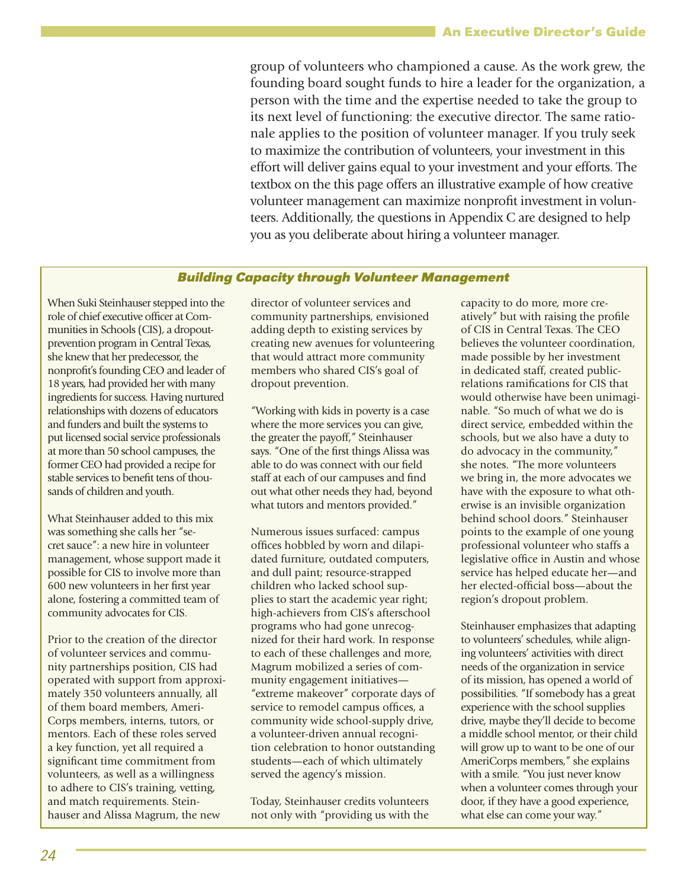group of volunteers who championed a cause. As the work grew, the founding board sought funds to hire a leader for the organization, a person with the time and the expertise needed to take the group to its next level of functioning: the executive director. The same rationale applies to the position of volunteer manager. If you truly seek to maximize the contribution of volunteers, your investment in this effort will deliver gains equal to your investment and your efforts. The textbox on the this page offers an illustrative example of how creative volunteer management can maximize nonprofit investment in volunteers. Additionally, the questions in Appendix C are designed to help you as you deliberate about hiring a volunteer manager.

### *Building Capacity through Volunteer Management*

When Suki Steinhauser stepped into the role of chief executive officer at Communities in Schools (CIS), a dropout-prevention program in Central Texas, she knew that her predecessor, the nonprofit's founding CEO and leader of 18 years, had provided her with many ingredients for success. Having nurtured relationships with dozens of educators and funders and built the systems to put licensed social service professionals at more than 50 school campuses, the former CEO had provided a recipe for stable services to benefit tens of thousands of children and youth.

What Steinhauser added to this mix was something she calls her "secret sauce": a new hire in volunteer management, whose support made it possible for CIS to involve more than 600 new volunteers in her first year alone, fostering a committed team of community advocates for CIS.

Prior to the creation of the director of volunteer services and community partnerships position, CIS had operated with support from approximately 350 volunteers annually, all of them board members, AmeriCorps members, interns, tutors, or mentors. Each of these roles served a key function, yet all required a significant time commitment from volunteers, as well as a willingness to adhere to CIS's training, vetting, and match requirements. Steinhauser and Alissa Magrum, the new director of volunteer services and community partnerships, envisioned adding depth to existing services by creating new avenues for volunteering that would attract more community members who shared CIS's goal of dropout prevention.

"Working with kids in poverty is a case where the more services you can give, the greater the payoff," Steinhauser says. "One of the first things Alissa was able to do was connect with our field staff at each of our campuses and find out what other needs they had, beyond what tutors and mentors provided."

Numerous issues surfaced: campus offices hobbled by worn and dilapidated furniture, outdated computers, and dull paint; resource-strapped children who lacked school supplies to start the academic year right; high-achievers from CIS's afterschool programs who had gone unrecognized for their hard work. In response to each of these challenges and more, Magrum mobilized a series of community engagement initiatives—"extreme makeover" corporate days of service to remodel campus offices, a community wide school-supply drive, a volunteer-driven annual recognition celebration to honor outstanding students—each of which ultimately served the agency's mission.

Today, Steinhauser credits volunteers not only with "providing us with the capacity to do more, more creatively" but with raising the profile of CIS in Central Texas. The CEO believes the volunteer coordination, made possible by her investment in dedicated staff, created public-relations ramifications for CIS that would otherwise have been unimaginable. "So much of what we do is direct service, embedded within the schools, but we also have a duty to do advocacy in the community," she notes. "The more volunteers we bring in, the more advocates we have with the exposure to what otherwise is an invisible organization behind school doors." Steinhauser points to the example of one young professional volunteer who staffs a legislative office in Austin and whose service has helped educate her—and her elected-official boss—about the region's dropout problem.

Steinhauser emphasizes that adapting to volunteers' schedules, while aligning volunteers' activities with direct needs of the organization in service of its mission, has opened a world of possibilities. "If somebody has a great experience with the school supplies drive, maybe they'll decide to become a middle school mentor, or their child will grow up to want to be one of our AmeriCorps members," she explains with a smile. "You just never know when a volunteer comes through your door, if they have a good experience, what else can come your way."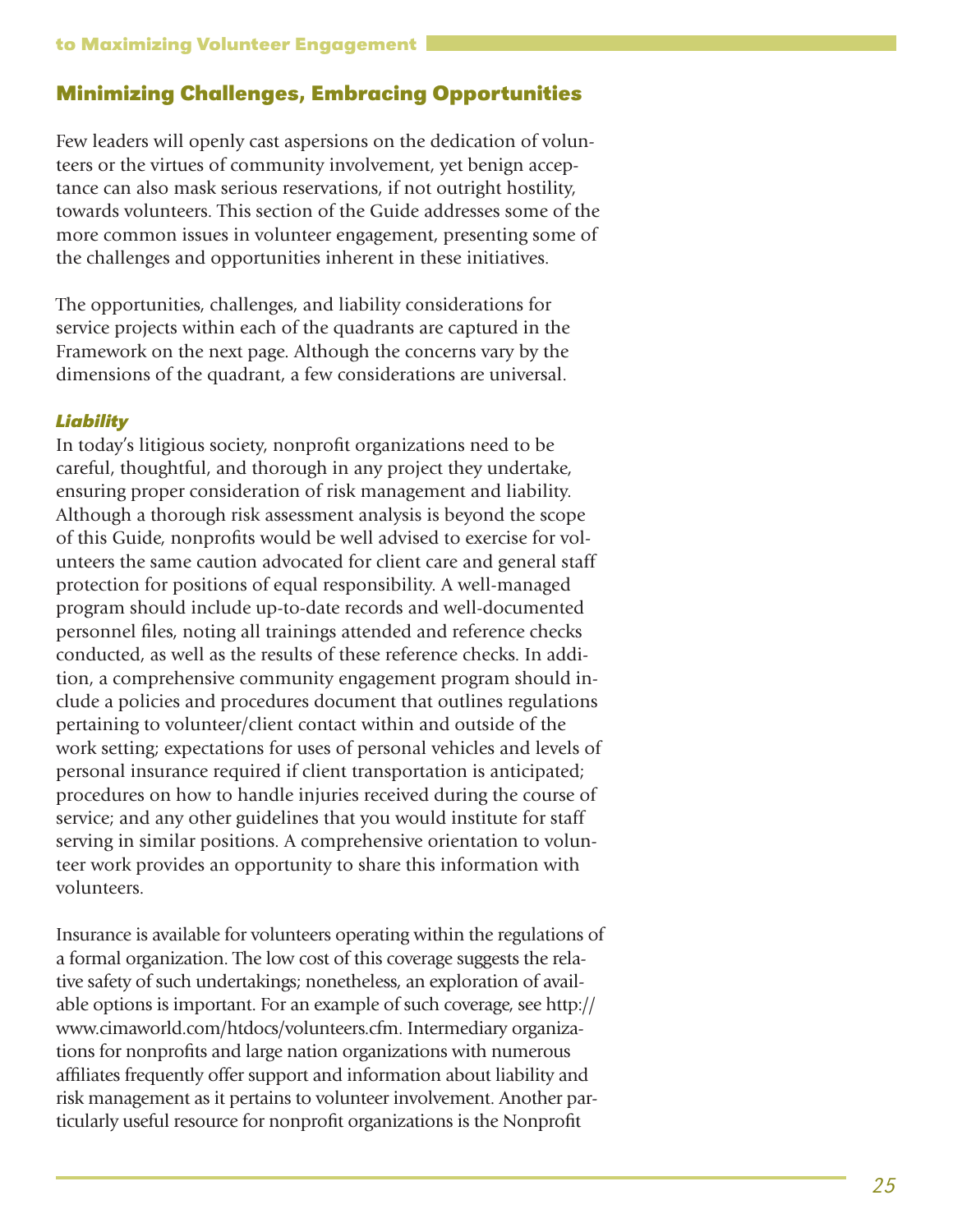## Minimizing Challenges, Embracing Opportunities

Few leaders will openly cast aspersions on the dedication of volunteers or the virtues of community involvement, yet benign acceptance can also mask serious reservations, if not outright hostility, towards volunteers. This section of the Guide addresses some of the more common issues in volunteer engagement, presenting some of the challenges and opportunities inherent in these initiatives.

The opportunities, challenges, and liability considerations for service projects within each of the quadrants are captured in the Framework on the next page. Although the concerns vary by the dimensions of the quadrant, a few considerations are universal.

### *Liability*

In today's litigious society, nonprofit organizations need to be careful, thoughtful, and thorough in any project they undertake, ensuring proper consideration of risk management and liability. Although a thorough risk assessment analysis is beyond the scope of this Guide, nonprofits would be well advised to exercise for volunteers the same caution advocated for client care and general staff protection for positions of equal responsibility. A well-managed program should include up-to-date records and well-documented personnel files, noting all trainings attended and reference checks conducted, as well as the results of these reference checks. In addition, a comprehensive community engagement program should include a policies and procedures document that outlines regulations pertaining to volunteer/client contact within and outside of the work setting; expectations for uses of personal vehicles and levels of personal insurance required if client transportation is anticipated; procedures on how to handle injuries received during the course of service; and any other guidelines that you would institute for staff serving in similar positions. A comprehensive orientation to volunteer work provides an opportunity to share this information with volunteers.

Insurance is available for volunteers operating within the regulations of a formal organization. The low cost of this coverage suggests the relative safety of such undertakings; nonetheless, an exploration of available options is important. For an example of such coverage, see http://www.cimaworld.com/htdocs/volunteers.cfm. Intermediary organizations for nonprofits and large nation organizations with numerous affiliates frequently offer support and information about liability and risk management as it pertains to volunteer involvement. Another particularly useful resource for nonprofit organizations is the Nonprofit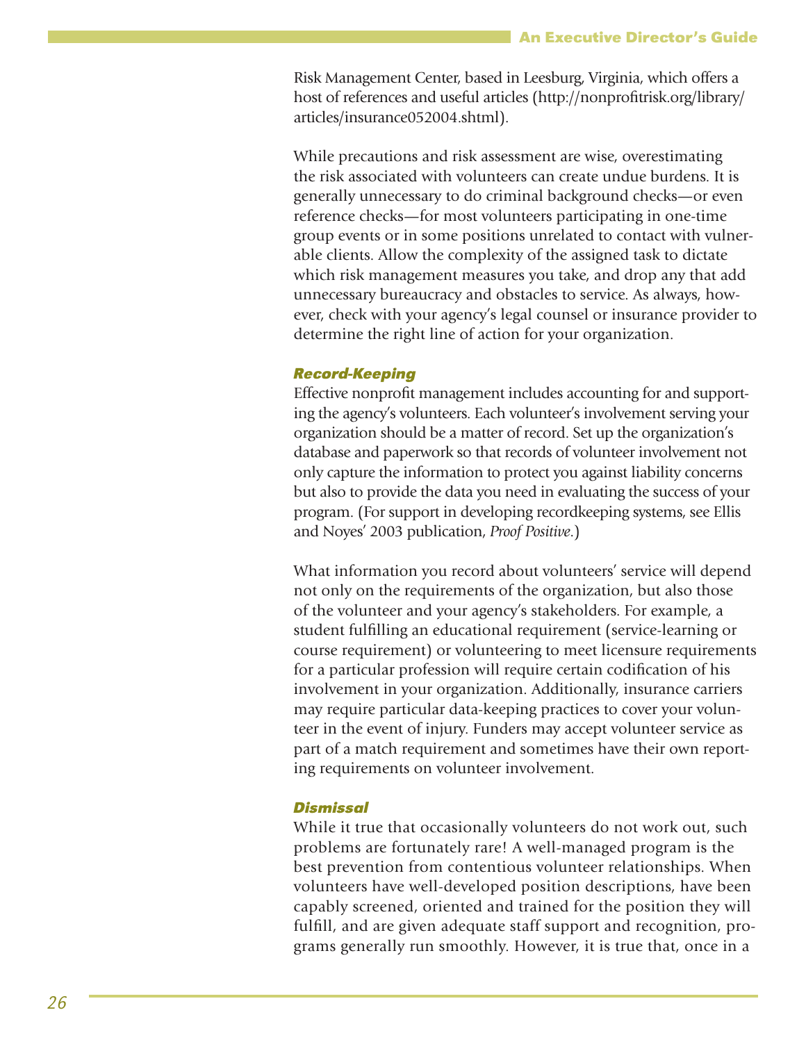Risk Management Center, based in Leesburg, Virginia, which offers a host of references and useful articles (http://nonprofitrisk.org/library/articles/insurance052004.shtml).

While precautions and risk assessment are wise, overestimating the risk associated with volunteers can create undue burdens. It is generally unnecessary to do criminal background checks—or even reference checks—for most volunteers participating in one-time group events or in some positions unrelated to contact with vulnerable clients. Allow the complexity of the assigned task to dictate which risk management measures you take, and drop any that add unnecessary bureaucracy and obstacles to service. As always, however, check with your agency's legal counsel or insurance provider to determine the right line of action for your organization.

#### *Record-Keeping*

Effective nonprofit management includes accounting for and supporting the agency's volunteers. Each volunteer's involvement serving your organization should be a matter of record. Set up the organization's database and paperwork so that records of volunteer involvement not only capture the information to protect you against liability concerns but also to provide the data you need in evaluating the success of your program. (For support in developing recordkeeping systems, see Ellis and Noyes' 2003 publication, *Proof Positive*.)

What information you record about volunteers' service will depend not only on the requirements of the organization, but also those of the volunteer and your agency's stakeholders. For example, a student fulfilling an educational requirement (service-learning or course requirement) or volunteering to meet licensure requirements for a particular profession will require certain codification of his involvement in your organization. Additionally, insurance carriers may require particular data-keeping practices to cover your volunteer in the event of injury. Funders may accept volunteer service as part of a match requirement and sometimes have their own reporting requirements on volunteer involvement.

#### *Dismissal*

While it true that occasionally volunteers do not work out, such problems are fortunately rare! A well-managed program is the best prevention from contentious volunteer relationships. When volunteers have well-developed position descriptions, have been capably screened, oriented and trained for the position they will fulfill, and are given adequate staff support and recognition, programs generally run smoothly. However, it is true that, once in a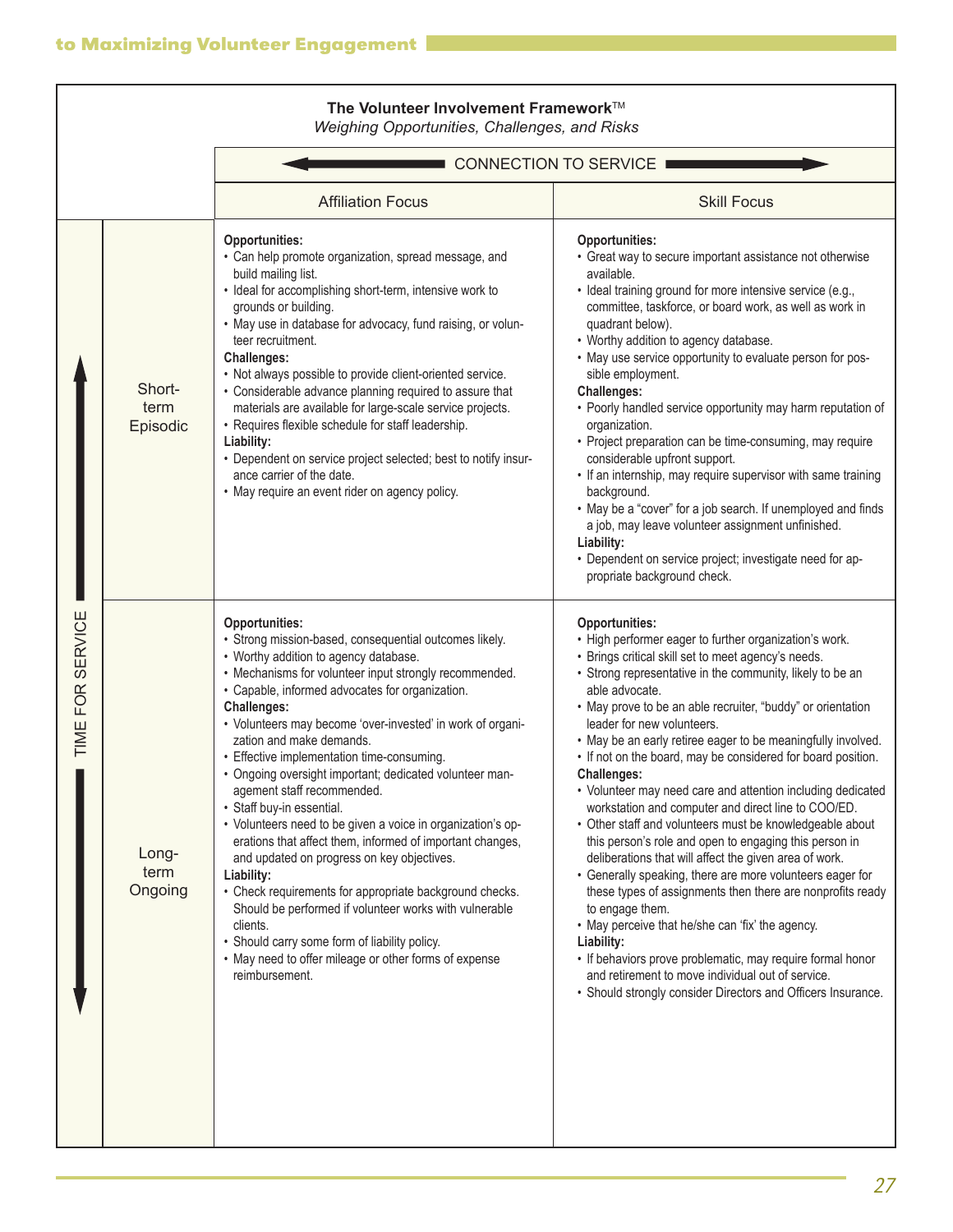**The Volunteer Involvement Framework**™
*Weighing Opportunities, Challenges, and Risks*

| TIME FOR SERVICE | CONNECTION TO SERVICE: Affiliation Focus | CONNECTION TO SERVICE: Skill Focus |
|---|---|---|
| Short-term Episodic | **Opportunities:**<br>• Can help promote organization, spread message, and build mailing list.<br>• Ideal for accomplishing short-term, intensive work to grounds or building.<br>• May use in database for advocacy, fund raising, or volunteer recruitment.<br>**Challenges:**<br>• Not always possible to provide client-oriented service.<br>• Considerable advance planning required to assure that materials are available for large-scale service projects.<br>• Requires flexible schedule for staff leadership.<br>**Liability:**<br>• Dependent on service project selected; best to notify insurance carrier of the date.<br>• May require an event rider on agency policy. | **Opportunities:**<br>• Great way to secure important assistance not otherwise available.<br>• Ideal training ground for more intensive service (e.g., committee, taskforce, or board work, as well as work in quadrant below).<br>• Worthy addition to agency database.<br>• May use service opportunity to evaluate person for possible employment.<br>**Challenges:**<br>• Poorly handled service opportunity may harm reputation of organization.<br>• Project preparation can be time-consuming, may require considerable upfront support.<br>• If an internship, may require supervisor with same training background.<br>• May be a "cover" for a job search. If unemployed and finds a job, may leave volunteer assignment unfinished.<br>**Liability:**<br>• Dependent on service project; investigate need for appropriate background check. |
| Long-term Ongoing | **Opportunities:**<br>• Strong mission-based, consequential outcomes likely.<br>• Worthy addition to agency database.<br>• Mechanisms for volunteer input strongly recommended.<br>• Capable, informed advocates for organization.<br>**Challenges:**<br>• Volunteers may become 'over-invested' in work of organization and make demands.<br>• Effective implementation time-consuming.<br>• Ongoing oversight important; dedicated volunteer management staff recommended.<br>• Staff buy-in essential.<br>• Volunteers need to be given a voice in organization's operations that affect them, informed of important changes, and updated on progress on key objectives.<br>**Liability:**<br>• Check requirements for appropriate background checks. Should be performed if volunteer works with vulnerable clients.<br>• Should carry some form of liability policy.<br>• May need to offer mileage or other forms of expense reimbursement. | **Opportunities:**<br>• High performer eager to further organization's work.<br>• Brings critical skill set to meet agency's needs.<br>• Strong representative in the community, likely to be an able advocate.<br>• May prove to be an able recruiter, "buddy" or orientation leader for new volunteers.<br>• May be an early retiree eager to be meaningfully involved.<br>• If not on the board, may be considered for board position.<br>**Challenges:**<br>• Volunteer may need care and attention including dedicated workstation and computer and direct line to COO/ED.<br>• Other staff and volunteers must be knowledgeable about this person's role and open to engaging this person in deliberations that will affect the given area of work.<br>• Generally speaking, there are more volunteers eager for these types of assignments then there are nonprofits ready to engage them.<br>• May perceive that he/she can 'fix' the agency.<br>**Liability:**<br>• If behaviors prove problematic, may require formal honor and retirement to move individual out of service.<br>• Should strongly consider Directors and Officers Insurance. |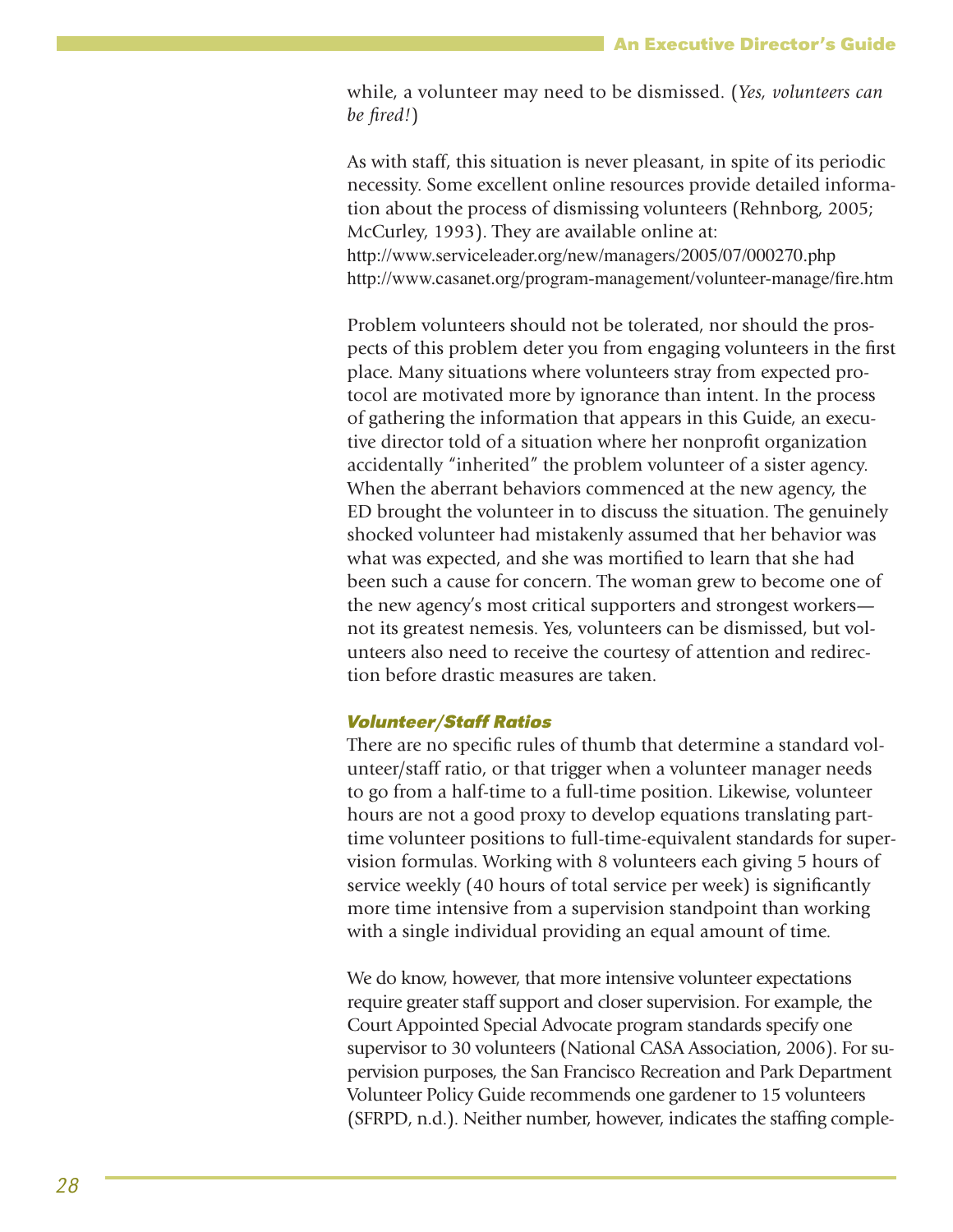while, a volunteer may need to be dismissed. (*Yes, volunteers can be fired!*)

As with staff, this situation is never pleasant, in spite of its periodic necessity. Some excellent online resources provide detailed information about the process of dismissing volunteers (Rehnborg, 2005; McCurley, 1993). They are available online at:
http://www.serviceleader.org/new/managers/2005/07/000270.php
http://www.casanet.org/program-management/volunteer-manage/fire.htm

Problem volunteers should not be tolerated, nor should the prospects of this problem deter you from engaging volunteers in the first place. Many situations where volunteers stray from expected protocol are motivated more by ignorance than intent. In the process of gathering the information that appears in this Guide, an executive director told of a situation where her nonprofit organization accidentally "inherited" the problem volunteer of a sister agency. When the aberrant behaviors commenced at the new agency, the ED brought the volunteer in to discuss the situation. The genuinely shocked volunteer had mistakenly assumed that her behavior was what was expected, and she was mortified to learn that she had been such a cause for concern. The woman grew to become one of the new agency's most critical supporters and strongest workers—not its greatest nemesis. Yes, volunteers can be dismissed, but volunteers also need to receive the courtesy of attention and redirection before drastic measures are taken.

***Volunteer/Staff Ratios***

There are no specific rules of thumb that determine a standard volunteer/staff ratio, or that trigger when a volunteer manager needs to go from a half-time to a full-time position. Likewise, volunteer hours are not a good proxy to develop equations translating part-time volunteer positions to full-time-equivalent standards for supervision formulas. Working with 8 volunteers each giving 5 hours of service weekly (40 hours of total service per week) is significantly more time intensive from a supervision standpoint than working with a single individual providing an equal amount of time.

We do know, however, that more intensive volunteer expectations require greater staff support and closer supervision. For example, the Court Appointed Special Advocate program standards specify one supervisor to 30 volunteers (National CASA Association, 2006). For supervision purposes, the San Francisco Recreation and Park Department Volunteer Policy Guide recommends one gardener to 15 volunteers (SFRPD, n.d.). Neither number, however, indicates the staffing comple-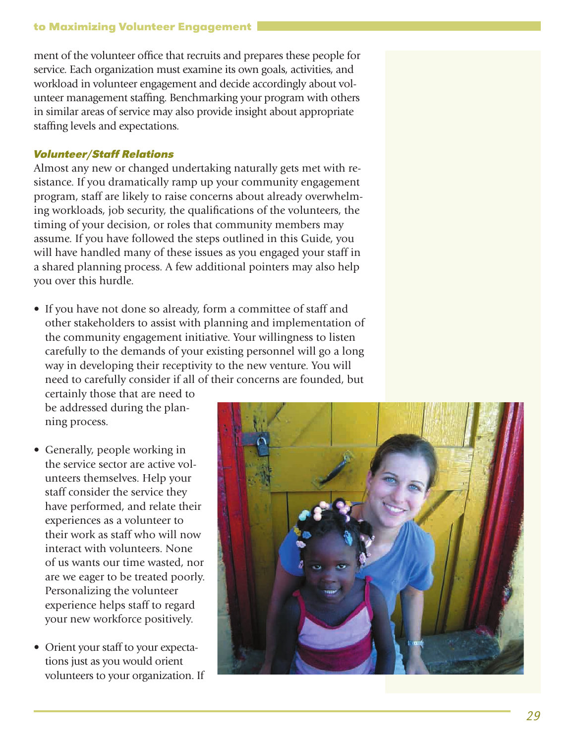ment of the volunteer office that recruits and prepares these people for service. Each organization must examine its own goals, activities, and workload in volunteer engagement and decide accordingly about volunteer management staffing. Benchmarking your program with others in similar areas of service may also provide insight about appropriate staffing levels and expectations.

### *Volunteer/Staff Relations*

Almost any new or changed undertaking naturally gets met with resistance. If you dramatically ramp up your community engagement program, staff are likely to raise concerns about already overwhelming workloads, job security, the qualifications of the volunteers, the timing of your decision, or roles that community members may assume. If you have followed the steps outlined in this Guide, you will have handled many of these issues as you engaged your staff in a shared planning process. A few additional pointers may also help you over this hurdle.

- If you have not done so already, form a committee of staff and other stakeholders to assist with planning and implementation of the community engagement initiative. Your willingness to listen carefully to the demands of your existing personnel will go a long way in developing their receptivity to the new venture. You will need to carefully consider if all of their concerns are founded, but certainly those that are need to be addressed during the planning process.

- Generally, people working in the service sector are active volunteers themselves. Help your staff consider the service they have performed, and relate their experiences as a volunteer to their work as staff who will now interact with volunteers. None of us wants our time wasted, nor are we eager to be treated poorly. Personalizing the volunteer experience helps staff to regard your new workforce positively.

- Orient your staff to your expectations just as you would orient volunteers to your organization. If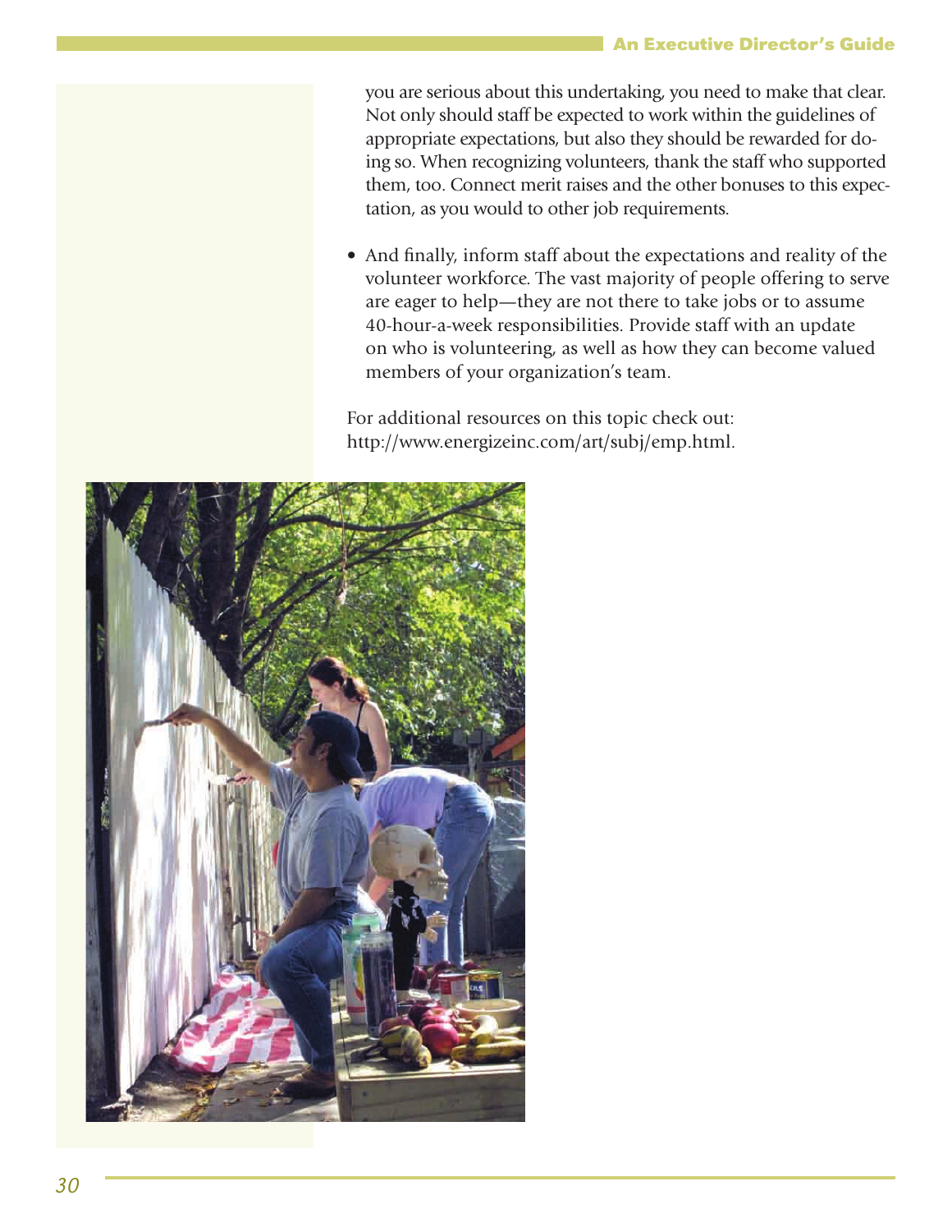you are serious about this undertaking, you need to make that clear. Not only should staff be expected to work within the guidelines of appropriate expectations, but also they should be rewarded for doing so. When recognizing volunteers, thank the staff who supported them, too. Connect merit raises and the other bonuses to this expectation, as you would to other job requirements.

- And finally, inform staff about the expectations and reality of the volunteer workforce. The vast majority of people offering to serve are eager to help—they are not there to take jobs or to assume 40-hour-a-week responsibilities. Provide staff with an update on who is volunteering, as well as how they can become valued members of your organization's team.

For additional resources on this topic check out: http://www.energizeinc.com/art/subj/emp.html.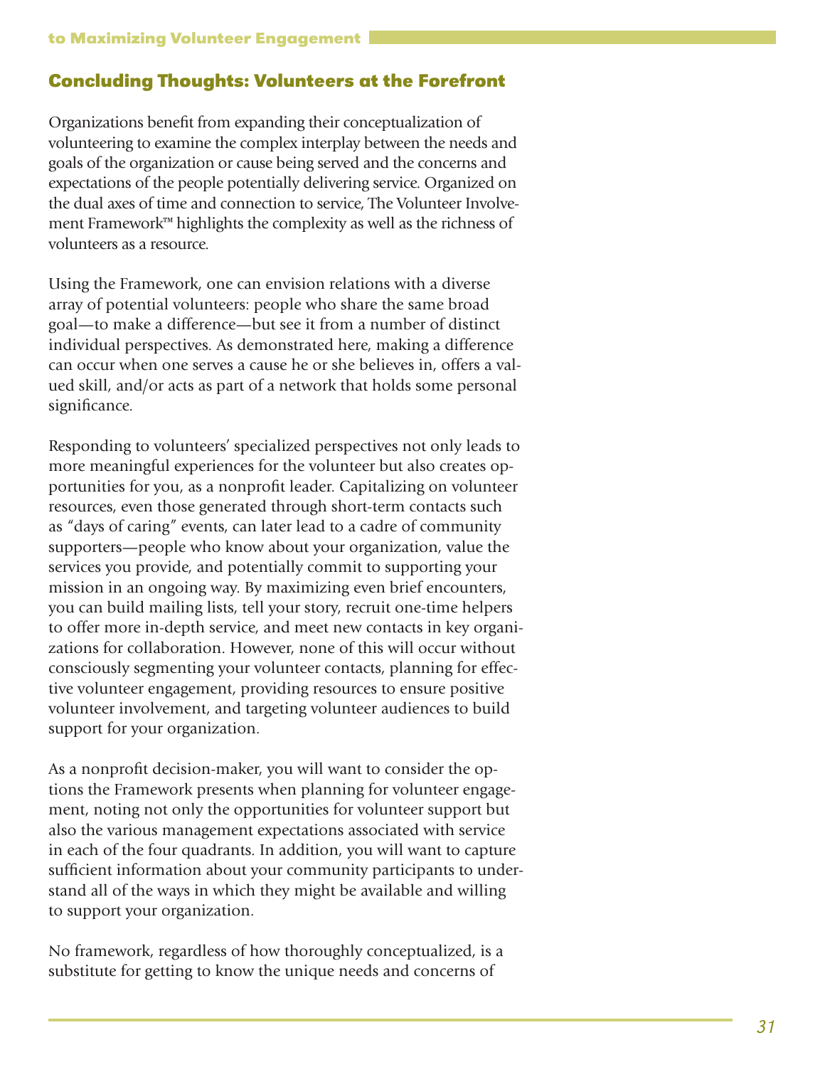## Concluding Thoughts: Volunteers at the Forefront

Organizations benefit from expanding their conceptualization of volunteering to examine the complex interplay between the needs and goals of the organization or cause being served and the concerns and expectations of the people potentially delivering service. Organized on the dual axes of time and connection to service, The Volunteer Involvement Framework™ highlights the complexity as well as the richness of volunteers as a resource.

Using the Framework, one can envision relations with a diverse array of potential volunteers: people who share the same broad goal—to make a difference—but see it from a number of distinct individual perspectives. As demonstrated here, making a difference can occur when one serves a cause he or she believes in, offers a valued skill, and/or acts as part of a network that holds some personal significance.

Responding to volunteers' specialized perspectives not only leads to more meaningful experiences for the volunteer but also creates opportunities for you, as a nonprofit leader. Capitalizing on volunteer resources, even those generated through short-term contacts such as "days of caring" events, can later lead to a cadre of community supporters—people who know about your organization, value the services you provide, and potentially commit to supporting your mission in an ongoing way. By maximizing even brief encounters, you can build mailing lists, tell your story, recruit one-time helpers to offer more in-depth service, and meet new contacts in key organizations for collaboration. However, none of this will occur without consciously segmenting your volunteer contacts, planning for effective volunteer engagement, providing resources to ensure positive volunteer involvement, and targeting volunteer audiences to build support for your organization.

As a nonprofit decision-maker, you will want to consider the options the Framework presents when planning for volunteer engagement, noting not only the opportunities for volunteer support but also the various management expectations associated with service in each of the four quadrants. In addition, you will want to capture sufficient information about your community participants to understand all of the ways in which they might be available and willing to support your organization.

No framework, regardless of how thoroughly conceptualized, is a substitute for getting to know the unique needs and concerns of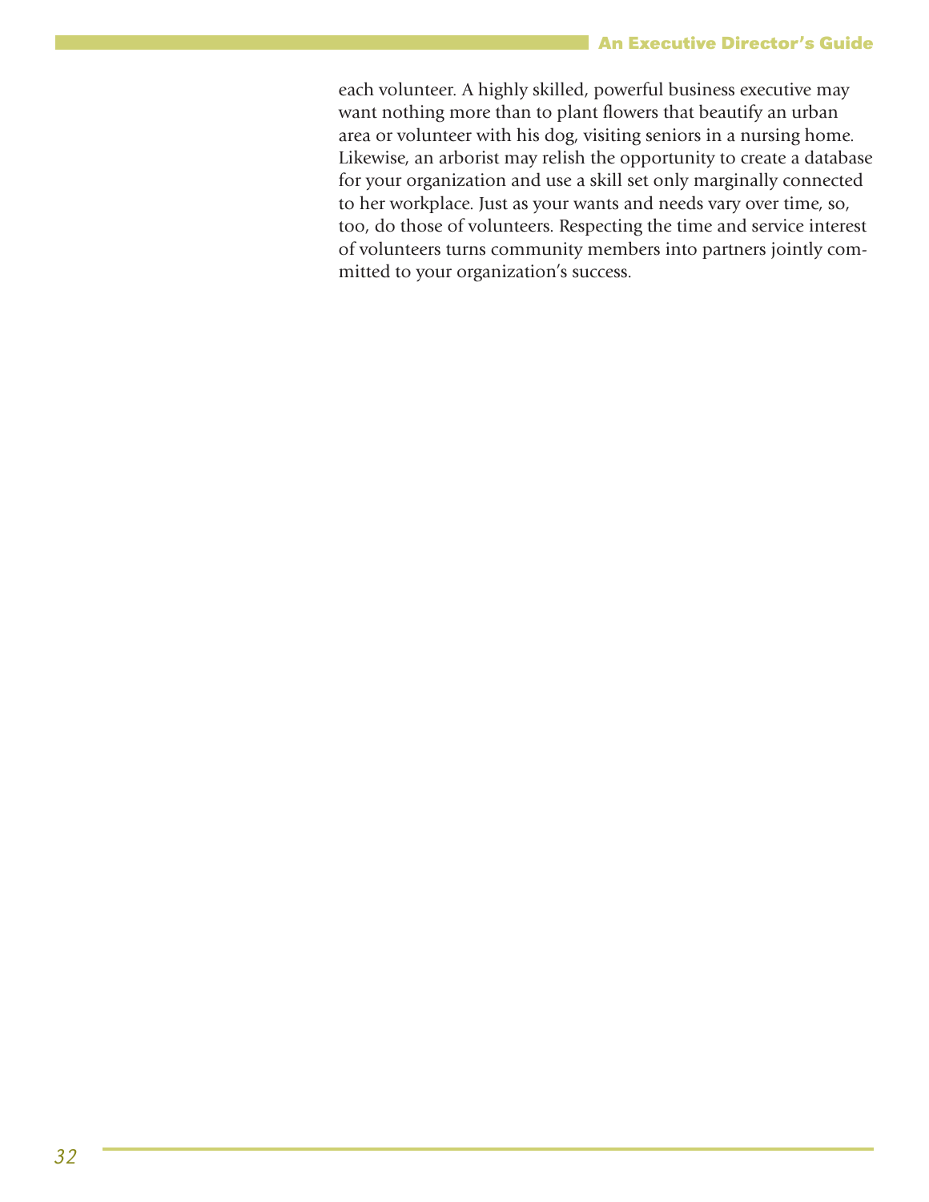each volunteer. A highly skilled, powerful business executive may want nothing more than to plant flowers that beautify an urban area or volunteer with his dog, visiting seniors in a nursing home. Likewise, an arborist may relish the opportunity to create a database for your organization and use a skill set only marginally connected to her workplace. Just as your wants and needs vary over time, so, too, do those of volunteers. Respecting the time and service interest of volunteers turns community members into partners jointly committed to your organization's success.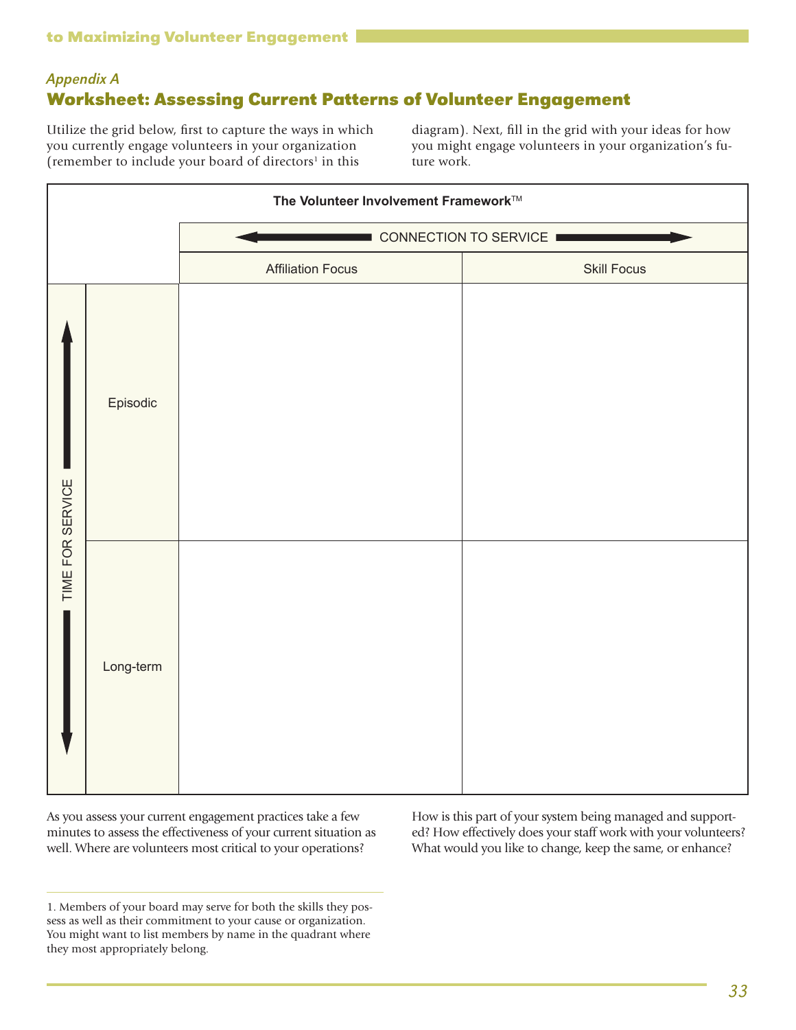## *Appendix A*

## Worksheet: Assessing Current Patterns of Volunteer Engagement

Utilize the grid below, first to capture the ways in which you currently engage volunteers in your organization (remember to include your board of directors[1] in this diagram). Next, fill in the grid with your ideas for how you might engage volunteers in your organization's future work.

**The Volunteer Involvement Framework™**

| TIME FOR SERVICE ↕ / CONNECTION TO SERVICE ↔ | Affiliation Focus | Skill Focus |
|---|---|---|
| Episodic | | |
| Long-term | | |

As you assess your current engagement practices take a few minutes to assess the effectiveness of your current situation as well. Where are volunteers most critical to your operations? How is this part of your system being managed and supported? How effectively does your staff work with your volunteers? What would you like to change, keep the same, or enhance?

1. Members of your board may serve for both the skills they possess as well as their commitment to your cause or organization. You might want to list members by name in the quadrant where they most appropriately belong.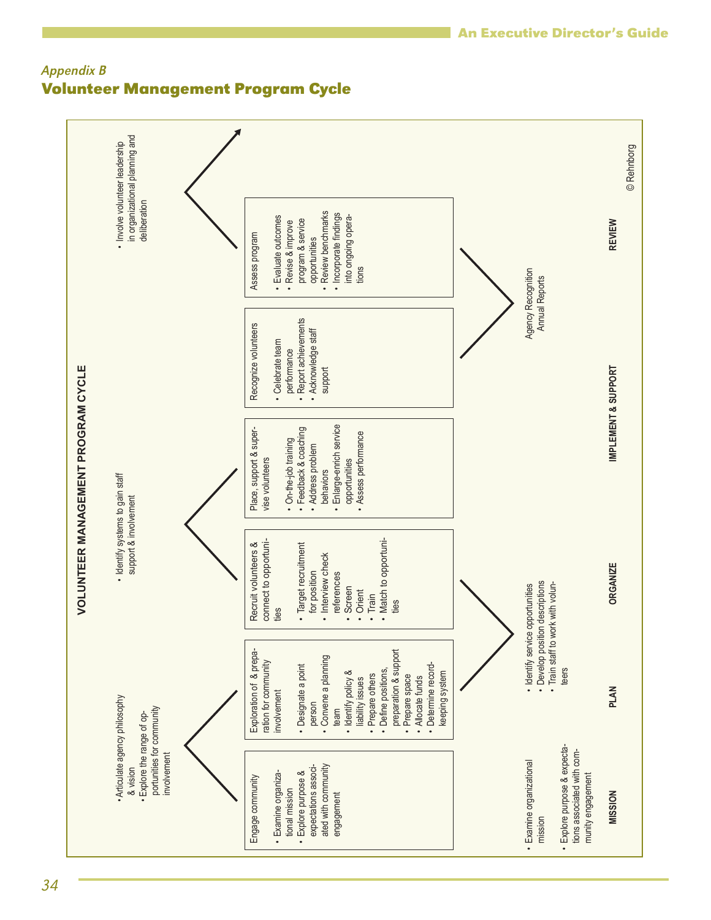*Appendix B*

# Volunteer Management Program Cycle

## VOLUNTEER MANAGEMENT PROGRAM CYCLE

### MISSION

Engage community

- Examine organizational mission
- Explore purpose & expectations associated with community engagement

- Articulate agency philosophy & vision
- Explore the range of opportunities for community involvement

- Examine organizational mission
- Explore purpose & expectations associated with community engagement

### PLAN

Exploration of & preparation for community involvement

- Designate a point person
- Convene a planning team
- Identify policy & liability issues
- Prepare others
- Define positions, preparation & support
- Prepare space
- Allocate funds
- Determine record-keeping system

- Identify service opportunities
- Develop position descriptions
- Train staff to work with volunteers

### ORGANIZE

Recruit volunteers & connect to opportunities

- Target recruitment for position
- Interview check references
- Screen
- Orient
- Train
- Match to opportunities

- Identify systems to gain staff support & involvement

### IMPLEMENT & SUPPORT

Place, support & supervise volunteers

- On-the-job training
- Feedback & coaching
- Address problem behaviors
- Enlarge-enrich service opportunities
- Assess performance

Recognize volunteers

- Celebrate team performance
- Report achievements
- Acknowledge staff support

Agency Recognition
Annual Reports

### REVIEW

Assess program

- Evaluate outcomes
- Revise & improve program & service opportunities
- Review benchmarks
- Incorporate findings into ongoing operations

- Involve volunteer leadership in organizational planning and deliberation

© Rehnborg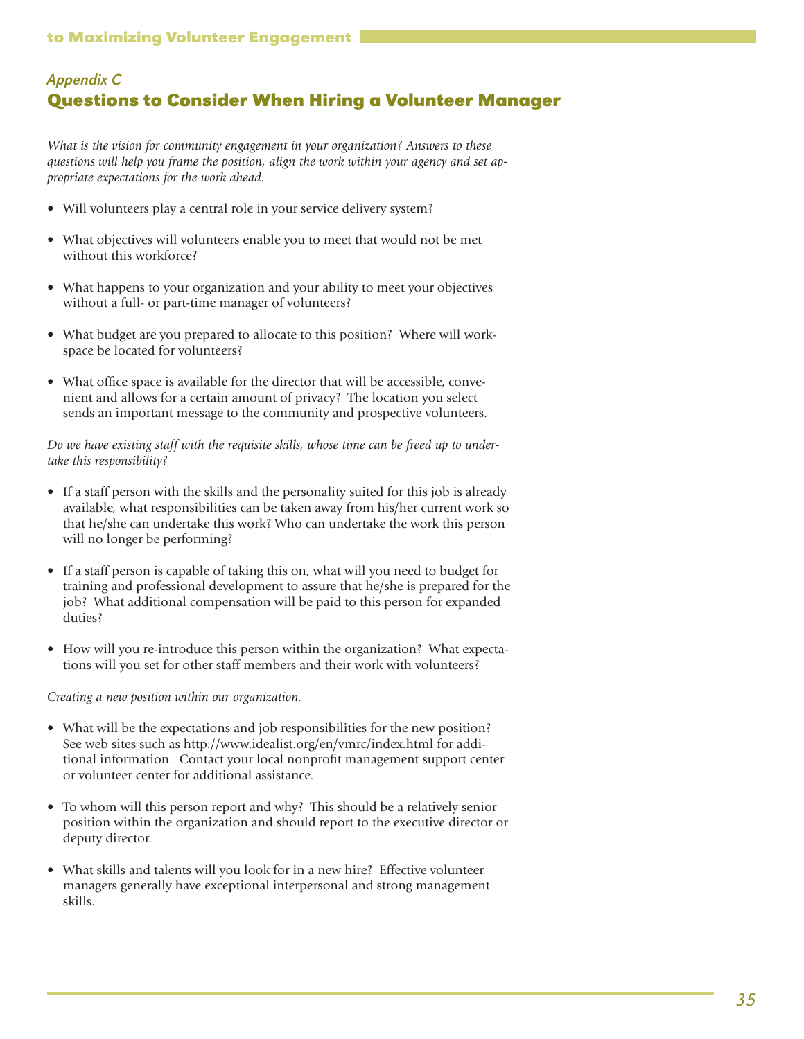## *Appendix C*

# Questions to Consider When Hiring a Volunteer Manager

*What is the vision for community engagement in your organization? Answers to these questions will help you frame the position, align the work within your agency and set appropriate expectations for the work ahead.*

- Will volunteers play a central role in your service delivery system?
- What objectives will volunteers enable you to meet that would not be met without this workforce?
- What happens to your organization and your ability to meet your objectives without a full- or part-time manager of volunteers?
- What budget are you prepared to allocate to this position? Where will workspace be located for volunteers?
- What office space is available for the director that will be accessible, convenient and allows for a certain amount of privacy? The location you select sends an important message to the community and prospective volunteers.

*Do we have existing staff with the requisite skills, whose time can be freed up to undertake this responsibility?*

- If a staff person with the skills and the personality suited for this job is already available, what responsibilities can be taken away from his/her current work so that he/she can undertake this work? Who can undertake the work this person will no longer be performing?
- If a staff person is capable of taking this on, what will you need to budget for training and professional development to assure that he/she is prepared for the job? What additional compensation will be paid to this person for expanded duties?
- How will you re-introduce this person within the organization? What expectations will you set for other staff members and their work with volunteers?

*Creating a new position within our organization.*

- What will be the expectations and job responsibilities for the new position? See web sites such as http://www.idealist.org/en/vmrc/index.html for additional information. Contact your local nonprofit management support center or volunteer center for additional assistance.
- To whom will this person report and why? This should be a relatively senior position within the organization and should report to the executive director or deputy director.
- What skills and talents will you look for in a new hire? Effective volunteer managers generally have exceptional interpersonal and strong management skills.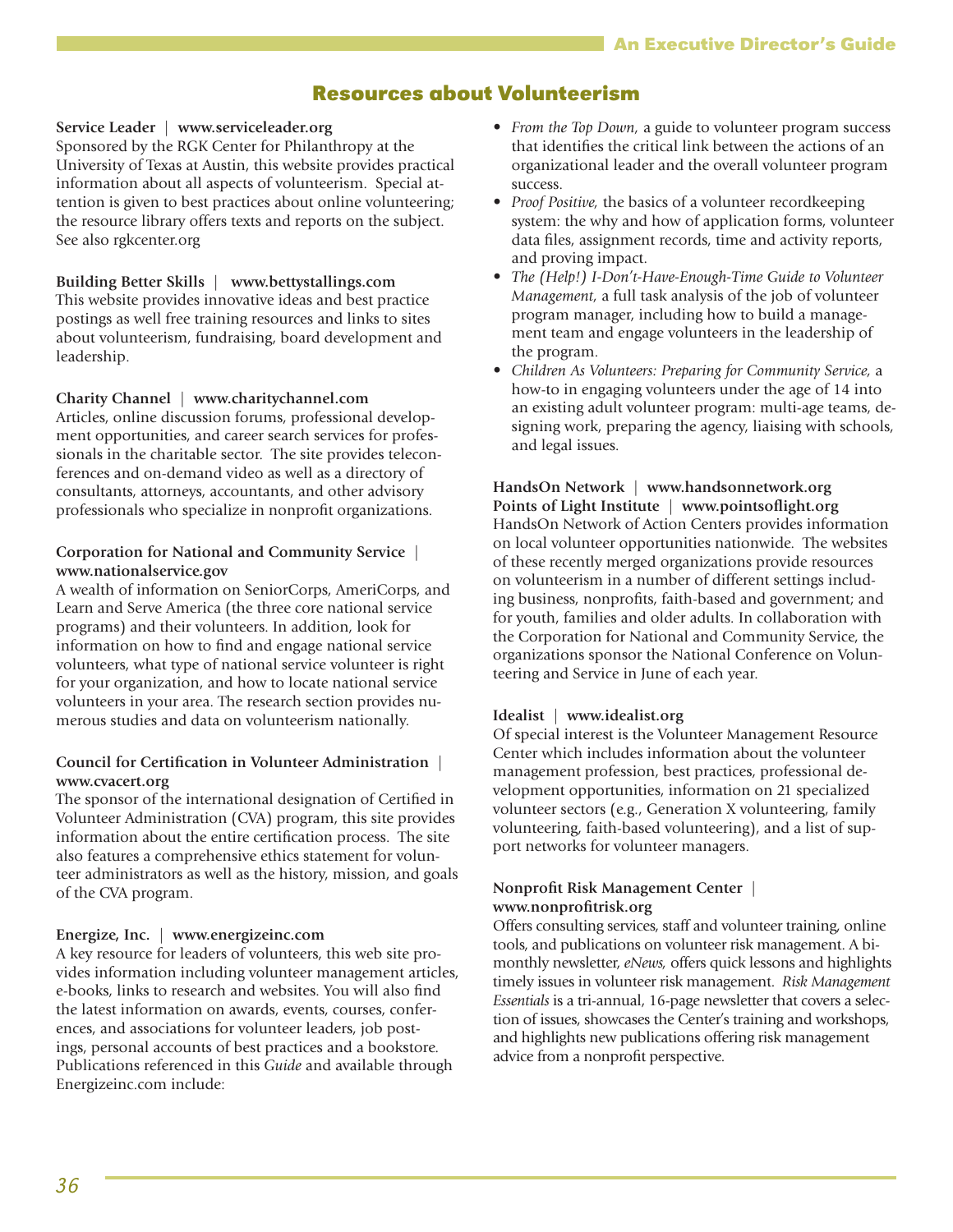## Resources about Volunteerism

**Service Leader | www.serviceleader.org**
Sponsored by the RGK Center for Philanthropy at the University of Texas at Austin, this website provides practical information about all aspects of volunteerism. Special attention is given to best practices about online volunteering; the resource library offers texts and reports on the subject. See also rgkcenter.org

**Building Better Skills | www.bettystallings.com**
This website provides innovative ideas and best practice postings as well free training resources and links to sites about volunteerism, fundraising, board development and leadership.

**Charity Channel | www.charitychannel.com**
Articles, online discussion forums, professional development opportunities, and career search services for professionals in the charitable sector. The site provides teleconferences and on-demand video as well as a directory of consultants, attorneys, accountants, and other advisory professionals who specialize in nonprofit organizations.

**Corporation for National and Community Service | www.nationalservice.gov**
A wealth of information on SeniorCorps, AmeriCorps, and Learn and Serve America (the three core national service programs) and their volunteers. In addition, look for information on how to find and engage national service volunteers, what type of national service volunteer is right for your organization, and how to locate national service volunteers in your area. The research section provides numerous studies and data on volunteerism nationally.

**Council for Certification in Volunteer Administration | www.cvacert.org**
The sponsor of the international designation of Certified in Volunteer Administration (CVA) program, this site provides information about the entire certification process. The site also features a comprehensive ethics statement for volunteer administrators as well as the history, mission, and goals of the CVA program.

**Energize, Inc. | www.energizeinc.com**
A key resource for leaders of volunteers, this web site provides information including volunteer management articles, e-books, links to research and websites. You will also find the latest information on awards, events, courses, conferences, and associations for volunteer leaders, job postings, personal accounts of best practices and a bookstore. Publications referenced in this *Guide* and available through Energizeinc.com include:

- *From the Top Down,* a guide to volunteer program success that identifies the critical link between the actions of an organizational leader and the overall volunteer program success.
- *Proof Positive,* the basics of a volunteer recordkeeping system: the why and how of application forms, volunteer data files, assignment records, time and activity reports, and proving impact.
- *The (Help!) I-Don't-Have-Enough-Time Guide to Volunteer Management,* a full task analysis of the job of volunteer program manager, including how to build a management team and engage volunteers in the leadership of the program.
- *Children As Volunteers: Preparing for Community Service,* a how-to in engaging volunteers under the age of 14 into an existing adult volunteer program: multi-age teams, designing work, preparing the agency, liaising with schools, and legal issues.

**HandsOn Network | www.handsonnetwork.org**
**Points of Light Institute | www.pointsoflight.org**
HandsOn Network of Action Centers provides information on local volunteer opportunities nationwide. The websites of these recently merged organizations provide resources on volunteerism in a number of different settings including business, nonprofits, faith-based and government; and for youth, families and older adults. In collaboration with the Corporation for National and Community Service, the organizations sponsor the National Conference on Volunteering and Service in June of each year.

**Idealist | www.idealist.org**
Of special interest is the Volunteer Management Resource Center which includes information about the volunteer management profession, best practices, professional development opportunities, information on 21 specialized volunteer sectors (e.g., Generation X volunteering, family volunteering, faith-based volunteering), and a list of support networks for volunteer managers.

**Nonprofit Risk Management Center | www.nonprofitrisk.org**
Offers consulting services, staff and volunteer training, online tools, and publications on volunteer risk management. A bi-monthly newsletter, *eNews,* offers quick lessons and highlights timely issues in volunteer risk management. *Risk Management Essentials* is a tri-annual, 16-page newsletter that covers a selection of issues, showcases the Center's training and workshops, and highlights new publications offering risk management advice from a nonprofit perspective.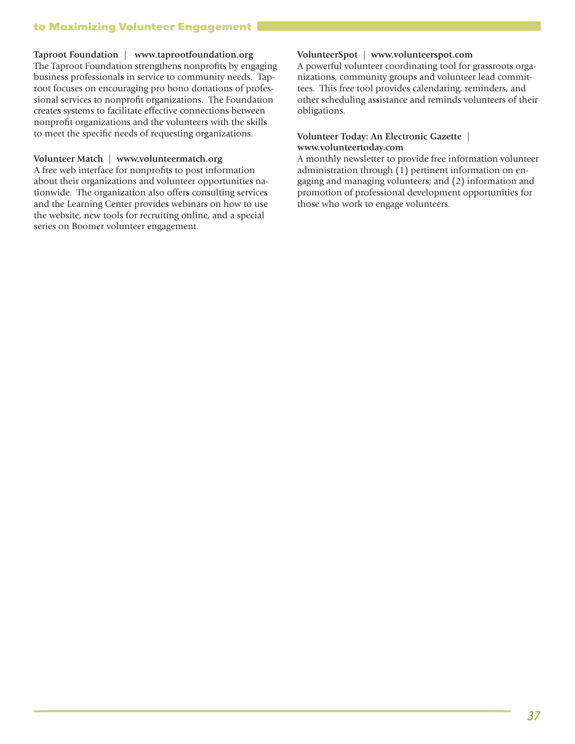**Taproot Foundation** | **www.taprootfoundation.org**
The Taproot Foundation strengthens nonprofits by engaging business professionals in service to community needs. Taproot focuses on encouraging pro bono donations of professional services to nonprofit organizations. The Foundation creates systems to facilitate effective connections between nonprofit organizations and the volunteers with the skills to meet the specific needs of requesting organizations.

**Volunteer Match** | **www.volunteermatch.org**
A free web interface for nonprofits to post information about their organizations and volunteer opportunities nationwide. The organization also offers consulting services and the Learning Center provides webinars on how to use the website, new tools for recruiting online, and a special series on Boomer volunteer engagement.

**VolunteerSpot** | **www.volunteerspot.com**
A powerful volunteer coordinating tool for grassroots organizations, community groups and volunteer lead committees. This free tool provides calendaring, reminders, and other scheduling assistance and reminds volunteers of their obligations.

**Volunteer Today: An Electronic Gazette** | **www.volunteertoday.com**
A monthly newsletter to provide free information volunteer administration through (1) pertinent information on engaging and managing volunteers; and (2) information and promotion of professional development opportunities for those who work to engage volunteers.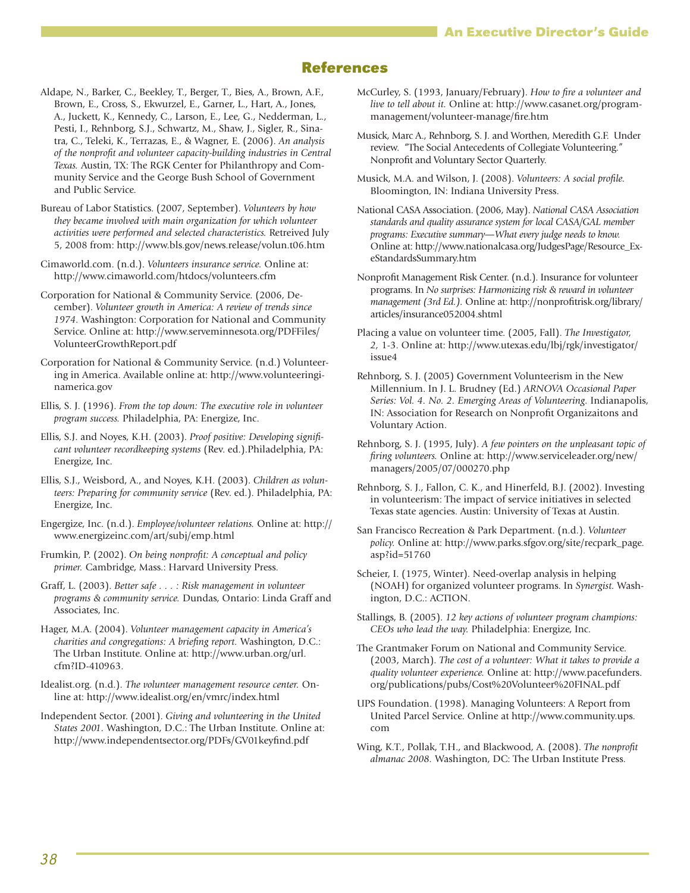## References

Aldape, N., Barker, C., Beekley, T., Berger, T., Bies, A., Brown, A.F., Brown, E., Cross, S., Ekwurzel, E., Garner, L., Hart, A., Jones, A., Juckett, K., Kennedy, C., Larson, E., Lee, G., Nedderman, L., Pesti, I., Rehnborg, S.J., Schwartz, M., Shaw, J., Sigler, R., Sinatra, C., Teleki, K., Terrazas, E., & Wagner, E. (2006). *An analysis of the nonprofit and volunteer capacity-building industries in Central Texas.* Austin, TX: The RGK Center for Philanthropy and Community Service and the George Bush School of Government and Public Service.

Bureau of Labor Statistics. (2007, September). *Volunteers by how they became involved with main organization for which volunteer activities were performed and selected characteristics.* Retreived July 5, 2008 from: http://www.bls.gov/news.release/volun.t06.htm

Cimaworld.com. (n.d.). *Volunteers insurance service.* Online at: http://www.cimaworld.com/htdocs/volunteers.cfm

Corporation for National & Community Service. (2006, December). *Volunteer growth in America: A review of trends since 1974*. Washington: Corporation for National and Community Service. Online at: http://www.serveminnesota.org/PDFFiles/VolunteerGrowthReport.pdf

Corporation for National & Community Service. (n.d.) Volunteering in America. Available online at: http://www.volunteeringinamerica.gov

Ellis, S. J. (1996). *From the top down: The executive role in volunteer program success.* Philadelphia, PA: Energize, Inc.

Ellis, S.J. and Noyes, K.H. (2003). *Proof positive: Developing significant volunteer recordkeeping systems* (Rev. ed.).Philadelphia, PA: Energize, Inc.

Ellis, S.J., Weisbord, A., and Noyes, K.H. (2003). *Children as volunteers: Preparing for community service* (Rev. ed.). Philadelphia, PA: Energize, Inc.

Engergize, Inc. (n.d.). *Employee/volunteer relations.* Online at: http://www.energizeinc.com/art/subj/emp.html

Frumkin, P. (2002). *On being nonprofit: A conceptual and policy primer.* Cambridge, Mass.: Harvard University Press.

Graff, L. (2003). *Better safe . . . : Risk management in volunteer programs & community service.* Dundas, Ontario: Linda Graff and Associates, Inc.

Hager, M.A. (2004). *Volunteer management capacity in America's charities and congregations: A briefing report.* Washington, D.C.: The Urban Institute. Online at: http://www.urban.org/url.cfm?ID-410963.

Idealist.org. (n.d.). *The volunteer management resource center.* Online at: http://www.idealist.org/en/vmrc/index.html

Independent Sector. (2001). *Giving and volunteering in the United States 2001*. Washington, D.C.: The Urban Institute. Online at: http://www.independentsector.org/PDFs/GV01keyfind.pdf

McCurley, S. (1993, January/February). *How to fire a volunteer and live to tell about it.* Online at: http://www.casanet.org/program-management/volunteer-manage/fire.htm

Musick, Marc A., Rehnborg, S. J. and Worthen, Meredith G.F. Under review. "The Social Antecedents of Collegiate Volunteering." Nonprofit and Voluntary Sector Quarterly.

Musick, M.A. and Wilson, J. (2008). *Volunteers: A social profile.* Bloomington, IN: Indiana University Press.

National CASA Association. (2006, May). *National CASA Association standards and quality assurance system for local CASA/GAL member programs: Executive summary—What every judge needs to know.* Online at: http://www.nationalcasa.org/JudgesPage/Resource_ExeStandardsSummary.htm

Nonprofit Management Risk Center. (n.d.). Insurance for volunteer programs. In *No surprises: Harmonizing risk & reward in volunteer management (3rd Ed.).* Online at: http://nonprofitrisk.org/library/articles/insurance052004.shtml

Placing a value on volunteer time. (2005, Fall). *The Investigator, 2*, 1-3. Online at: http://www.utexas.edu/lbj/rgk/investigator/issue4

Rehnborg, S. J. (2005) Government Volunteerism in the New Millennium. In J. L. Brudney (Ed.) *ARNOVA Occasional Paper Series: Vol. 4. No. 2. Emerging Areas of Volunteering.* Indianapolis, IN: Association for Research on Nonprofit Organizaitons and Voluntary Action.

Rehnborg, S. J. (1995, July). *A few pointers on the unpleasant topic of firing volunteers.* Online at: http://www.serviceleader.org/new/managers/2005/07/000270.php

Rehnborg, S. J., Fallon, C. K., and Hinerfeld, B.J. (2002). Investing in volunteerism: The impact of service initiatives in selected Texas state agencies. Austin: University of Texas at Austin.

San Francisco Recreation & Park Department. (n.d.). *Volunteer policy.* Online at: http://www.parks.sfgov.org/site/recpark_page.asp?id=51760

Scheier, I. (1975, Winter). Need-overlap analysis in helping (NOAH) for organized volunteer programs. In *Synergist.* Washington, D.C.: ACTION.

Stallings, B. (2005). *12 key actions of volunteer program champions: CEOs who lead the way.* Philadelphia: Energize, Inc.

The Grantmaker Forum on National and Community Service. (2003, March). *The cost of a volunteer: What it takes to provide a quality volunteer experience.* Online at: http://www.pacefunders.org/publications/pubs/Cost%20Volunteer%20FINAL.pdf

UPS Foundation. (1998). Managing Volunteers: A Report from United Parcel Service. Online at http://www.community.ups.com

Wing, K.T., Pollak, T.H., and Blackwood, A. (2008). *The nonprofit almanac 2008.* Washington, DC: The Urban Institute Press.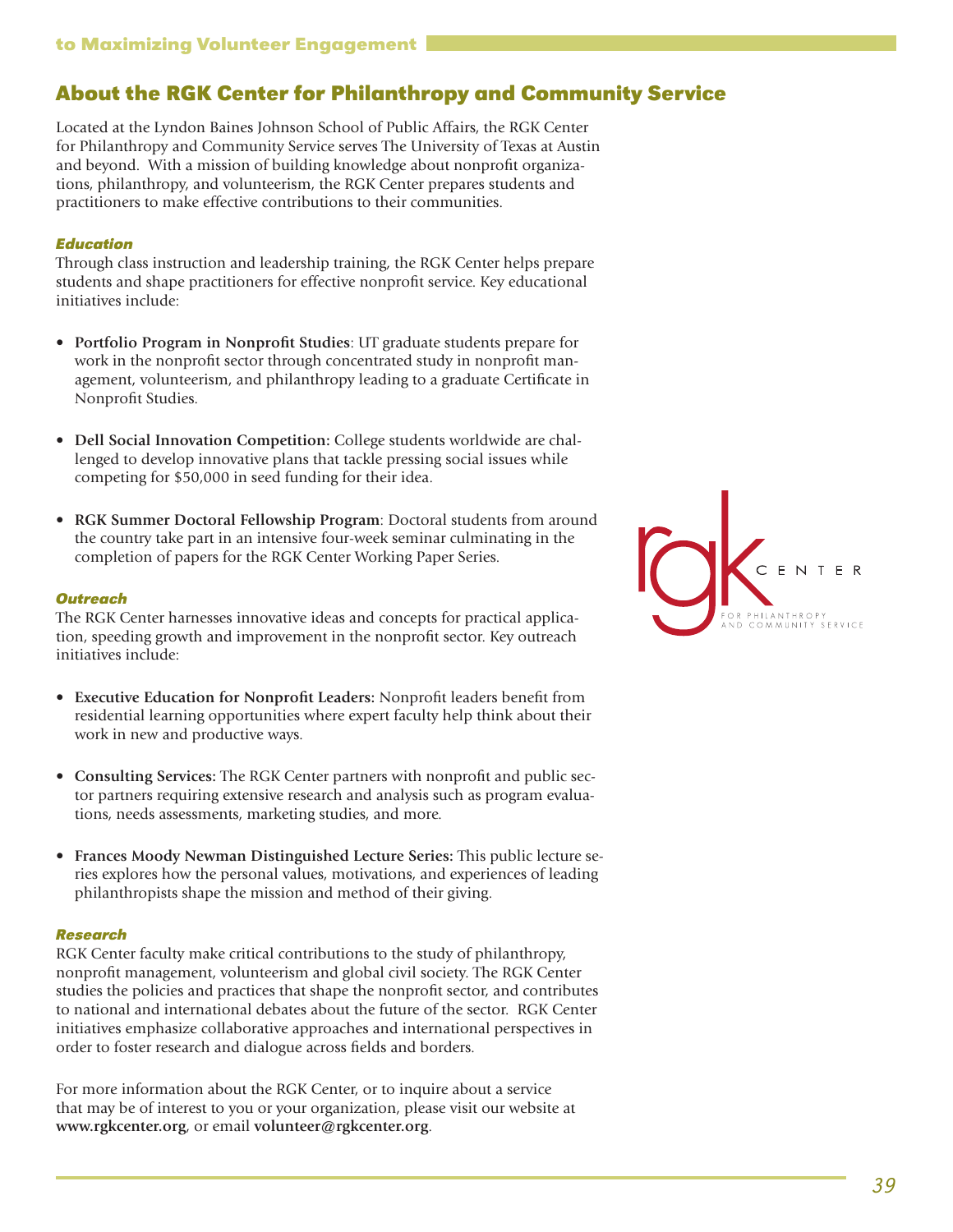## About the RGK Center for Philanthropy and Community Service

Located at the Lyndon Baines Johnson School of Public Affairs, the RGK Center for Philanthropy and Community Service serves The University of Texas at Austin and beyond. With a mission of building knowledge about nonprofit organizations, philanthropy, and volunteerism, the RGK Center prepares students and practitioners to make effective contributions to their communities.

***Education***

Through class instruction and leadership training, the RGK Center helps prepare students and shape practitioners for effective nonprofit service. Key educational initiatives include:

- **Portfolio Program in Nonprofit Studies**: UT graduate students prepare for work in the nonprofit sector through concentrated study in nonprofit management, volunteerism, and philanthropy leading to a graduate Certificate in Nonprofit Studies.
- **Dell Social Innovation Competition:** College students worldwide are challenged to develop innovative plans that tackle pressing social issues while competing for $50,000 in seed funding for their idea.
- **RGK Summer Doctoral Fellowship Program**: Doctoral students from around the country take part in an intensive four-week seminar culminating in the completion of papers for the RGK Center Working Paper Series.

***Outreach***

The RGK Center harnesses innovative ideas and concepts for practical application, speeding growth and improvement in the nonprofit sector. Key outreach initiatives include:

- **Executive Education for Nonprofit Leaders:** Nonprofit leaders benefit from residential learning opportunities where expert faculty help think about their work in new and productive ways.
- **Consulting Services:** The RGK Center partners with nonprofit and public sector partners requiring extensive research and analysis such as program evaluations, needs assessments, marketing studies, and more.
- **Frances Moody Newman Distinguished Lecture Series:** This public lecture series explores how the personal values, motivations, and experiences of leading philanthropists shape the mission and method of their giving.

***Research***

RGK Center faculty make critical contributions to the study of philanthropy, nonprofit management, volunteerism and global civil society. The RGK Center studies the policies and practices that shape the nonprofit sector, and contributes to national and international debates about the future of the sector. RGK Center initiatives emphasize collaborative approaches and international perspectives in order to foster research and dialogue across fields and borders.

For more information about the RGK Center, or to inquire about a service that may be of interest to you or your organization, please visit our website at **www.rgkcenter.org**, or email **volunteer@rgkcenter.org**.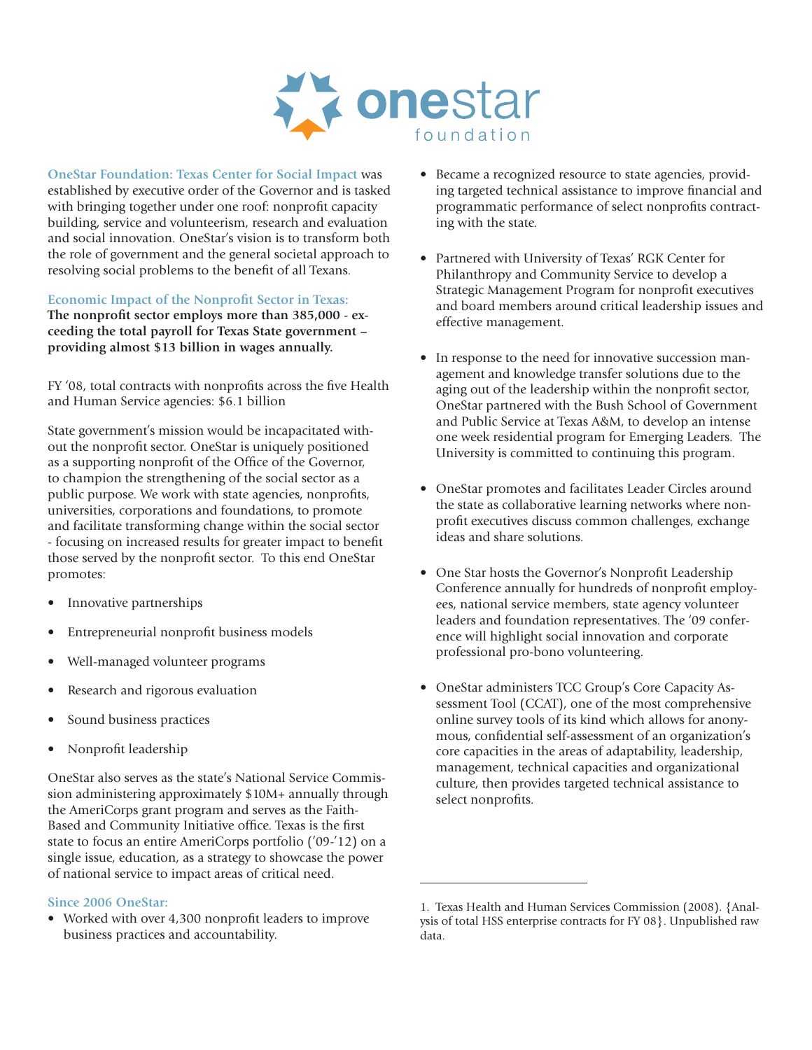# onestar foundation

**OneStar Foundation: Texas Center for Social Impact** was established by executive order of the Governor and is tasked with bringing together under one roof: nonprofit capacity building, service and volunteerism, research and evaluation and social innovation. OneStar's vision is to transform both the role of government and the general societal approach to resolving social problems to the benefit of all Texans.

**Economic Impact of the Nonprofit Sector in Texas:**
**The nonprofit sector employs more than 385,000 - exceeding the total payroll for Texas State government – providing almost $13 billion in wages annually.**

FY '08, total contracts with nonprofits across the five Health and Human Service agencies: $6.1 billion

State government's mission would be incapacitated without the nonprofit sector. OneStar is uniquely positioned as a supporting nonprofit of the Office of the Governor, to champion the strengthening of the social sector as a public purpose. We work with state agencies, nonprofits, universities, corporations and foundations, to promote and facilitate transforming change within the social sector - focusing on increased results for greater impact to benefit those served by the nonprofit sector. To this end OneStar promotes:

- Innovative partnerships
- Entrepreneurial nonprofit business models
- Well-managed volunteer programs
- Research and rigorous evaluation
- Sound business practices
- Nonprofit leadership

OneStar also serves as the state's National Service Commission administering approximately $10M+ annually through the AmeriCorps grant program and serves as the Faith-Based and Community Initiative office. Texas is the first state to focus an entire AmeriCorps portfolio ('09-'12) on a single issue, education, as a strategy to showcase the power of national service to impact areas of critical need.

**Since 2006 OneStar:**

- Worked with over 4,300 nonprofit leaders to improve business practices and accountability.
- Became a recognized resource to state agencies, providing targeted technical assistance to improve financial and programmatic performance of select nonprofits contracting with the state.
- Partnered with University of Texas' RGK Center for Philanthropy and Community Service to develop a Strategic Management Program for nonprofit executives and board members around critical leadership issues and effective management.
- In response to the need for innovative succession management and knowledge transfer solutions due to the aging out of the leadership within the nonprofit sector, OneStar partnered with the Bush School of Government and Public Service at Texas A&M, to develop an intense one week residential program for Emerging Leaders. The University is committed to continuing this program.
- OneStar promotes and facilitates Leader Circles around the state as collaborative learning networks where nonprofit executives discuss common challenges, exchange ideas and share solutions.
- One Star hosts the Governor's Nonprofit Leadership Conference annually for hundreds of nonprofit employees, national service members, state agency volunteer leaders and foundation representatives. The '09 conference will highlight social innovation and corporate professional pro-bono volunteering.
- OneStar administers TCC Group's Core Capacity Assessment Tool (CCAT), one of the most comprehensive online survey tools of its kind which allows for anonymous, confidential self-assessment of an organization's core capacities in the areas of adaptability, leadership, management, technical capacities and organizational culture, then provides targeted technical assistance to select nonprofits.

---

1. Texas Health and Human Services Commission (2008). {Analysis of total HSS enterprise contracts for FY 08}. Unpublished raw data.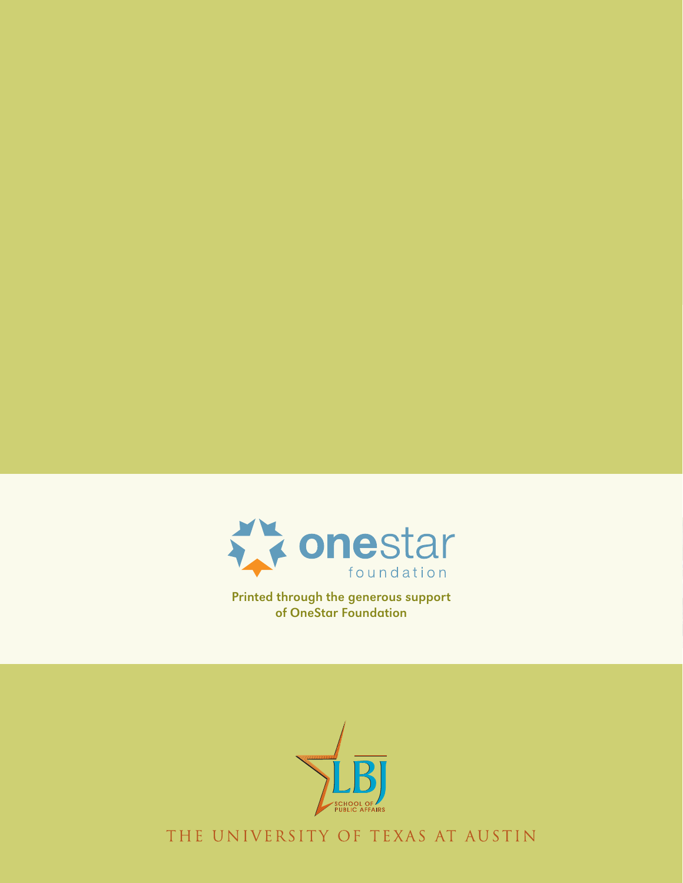onestar foundation

Printed through the generous support of OneStar Foundation

LBJ SCHOOL OF PUBLIC AFFAIRS

THE UNIVERSITY OF TEXAS AT AUSTIN